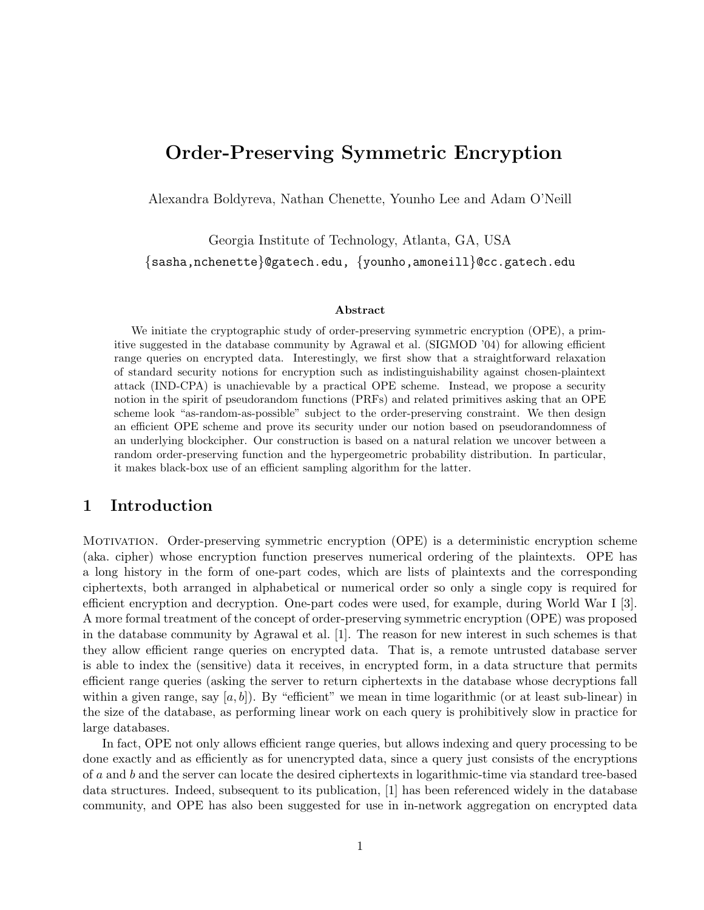# Order-Preserving Symmetric Encryption

Alexandra Boldyreva, Nathan Chenette, Younho Lee and Adam O'Neill

Georgia Institute of Technology, Atlanta, GA, USA

{sasha,nchenette}@gatech.edu, {younho,amoneill}@cc.gatech.edu

### Abstract

We initiate the cryptographic study of order-preserving symmetric encryption (OPE), a primitive suggested in the database community by Agrawal et al. (SIGMOD '04) for allowing efficient range queries on encrypted data. Interestingly, we first show that a straightforward relaxation of standard security notions for encryption such as indistinguishability against chosen-plaintext attack (IND-CPA) is unachievable by a practical OPE scheme. Instead, we propose a security notion in the spirit of pseudorandom functions (PRFs) and related primitives asking that an OPE scheme look "as-random-as-possible" subject to the order-preserving constraint. We then design an efficient OPE scheme and prove its security under our notion based on pseudorandomness of an underlying blockcipher. Our construction is based on a natural relation we uncover between a random order-preserving function and the hypergeometric probability distribution. In particular, it makes black-box use of an efficient sampling algorithm for the latter.

## 1 Introduction

Motivation. Order-preserving symmetric encryption (OPE) is a deterministic encryption scheme (aka. cipher) whose encryption function preserves numerical ordering of the plaintexts. OPE has a long history in the form of one-part codes, which are lists of plaintexts and the corresponding ciphertexts, both arranged in alphabetical or numerical order so only a single copy is required for efficient encryption and decryption. One-part codes were used, for example, during World War I [3]. A more formal treatment of the concept of order-preserving symmetric encryption (OPE) was proposed in the database community by Agrawal et al. [1]. The reason for new interest in such schemes is that they allow efficient range queries on encrypted data. That is, a remote untrusted database server is able to index the (sensitive) data it receives, in encrypted form, in a data structure that permits efficient range queries (asking the server to return ciphertexts in the database whose decryptions fall within a given range, say $[a, b]$). By "efficient" we mean in time logarithmic (or at least sub-linear) in the size of the database, as performing linear work on each query is prohibitively slow in practice for large databases.

In fact, OPE not only allows efficient range queries, but allows indexing and query processing to be done exactly and as efficiently as for unencrypted data, since a query just consists of the encryptions of $a$ and $b$ and the server can locate the desired ciphertexts in logarithmic-time via standard tree-based data structures. Indeed, subsequent to its publication, [1] has been referenced widely in the database community, and OPE has also been suggested for use in in-network aggregation on encrypted data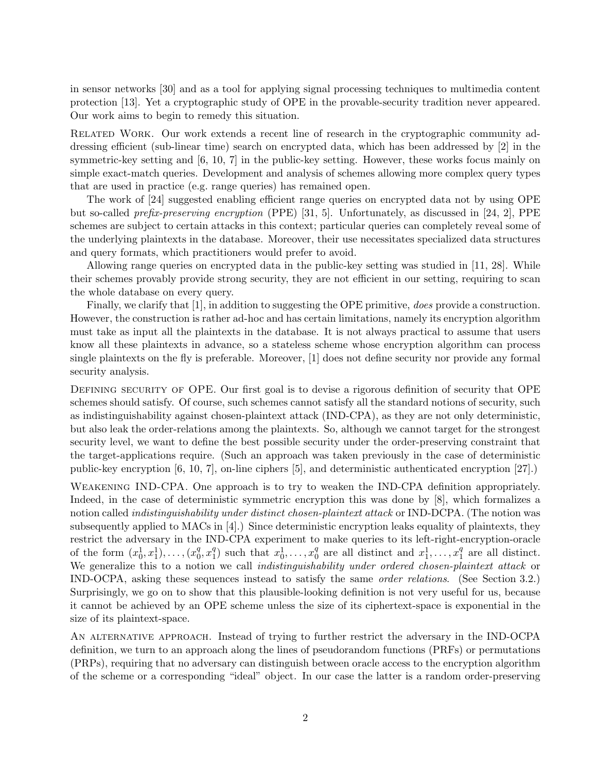in sensor networks [30] and as a tool for applying signal processing techniques to multimedia content protection [13]. Yet a cryptographic study of OPE in the provable-security tradition never appeared. Our work aims to begin to remedy this situation.

Related Work. Our work extends a recent line of research in the cryptographic community addressing efficient (sub-linear time) search on encrypted data, which has been addressed by [2] in the symmetric-key setting and [6, 10, 7] in the public-key setting. However, these works focus mainly on simple exact-match queries. Development and analysis of schemes allowing more complex query types that are used in practice (e.g. range queries) has remained open.

The work of [24] suggested enabling efficient range queries on encrypted data not by using OPE but so-called *prefix-preserving encryption* (PPE) [31, 5]. Unfortunately, as discussed in [24, 2], PPE schemes are subject to certain attacks in this context; particular queries can completely reveal some of the underlying plaintexts in the database. Moreover, their use necessitates specialized data structures and query formats, which practitioners would prefer to avoid.

Allowing range queries on encrypted data in the public-key setting was studied in [11, 28]. While their schemes provably provide strong security, they are not efficient in our setting, requiring to scan the whole database on every query.

Finally, we clarify that [1], in addition to suggesting the OPE primitive, *does* provide a construction. However, the construction is rather ad-hoc and has certain limitations, namely its encryption algorithm must take as input all the plaintexts in the database. It is not always practical to assume that users know all these plaintexts in advance, so a stateless scheme whose encryption algorithm can process single plaintexts on the fly is preferable. Moreover, [1] does not define security nor provide any formal security analysis.

Defining security of OPE. Our first goal is to devise a rigorous definition of security that OPE schemes should satisfy. Of course, such schemes cannot satisfy all the standard notions of security, such as indistinguishability against chosen-plaintext attack (IND-CPA), as they are not only deterministic, but also leak the order-relations among the plaintexts. So, although we cannot target for the strongest security level, we want to define the best possible security under the order-preserving constraint that the target-applications require. (Such an approach was taken previously in the case of deterministic public-key encryption [6, 10, 7], on-line ciphers [5], and deterministic authenticated encryption [27].)

Weakening IND-CPA. One approach is to try to weaken the IND-CPA definition appropriately. Indeed, in the case of deterministic symmetric encryption this was done by [8], which formalizes a notion called *indistinguishability under distinct chosen-plaintext attack* or IND-DCPA. (The notion was subsequently applied to MACs in [4].) Since deterministic encryption leaks equality of plaintexts, they restrict the adversary in the IND-CPA experiment to make queries to its left-right-encryption-oracle of the form $(x_0^1, x_1^1), \ldots, (x_0^q, x_1^q)$ such that $x_0^1, \ldots, x_0^q$ are all distinct and $x_1^1, \ldots, x_1^q$ are all distinct. We generalize this to a notion we call *indistinguishability under ordered chosen-plaintext attack* or IND-OCPA, asking these sequences instead to satisfy the same *order relations*. (See Section 3.2.) Surprisingly, we go on to show that this plausible-looking definition is not very useful for us, because it cannot be achieved by an OPE scheme unless the size of its ciphertext-space is exponential in the size of its plaintext-space.

An alternative approach. Instead of trying to further restrict the adversary in the IND-OCPA definition, we turn to an approach along the lines of pseudorandom functions (PRFs) or permutations (PRPs), requiring that no adversary can distinguish between oracle access to the encryption algorithm of the scheme or a corresponding "ideal" object. In our case the latter is a random order-preserving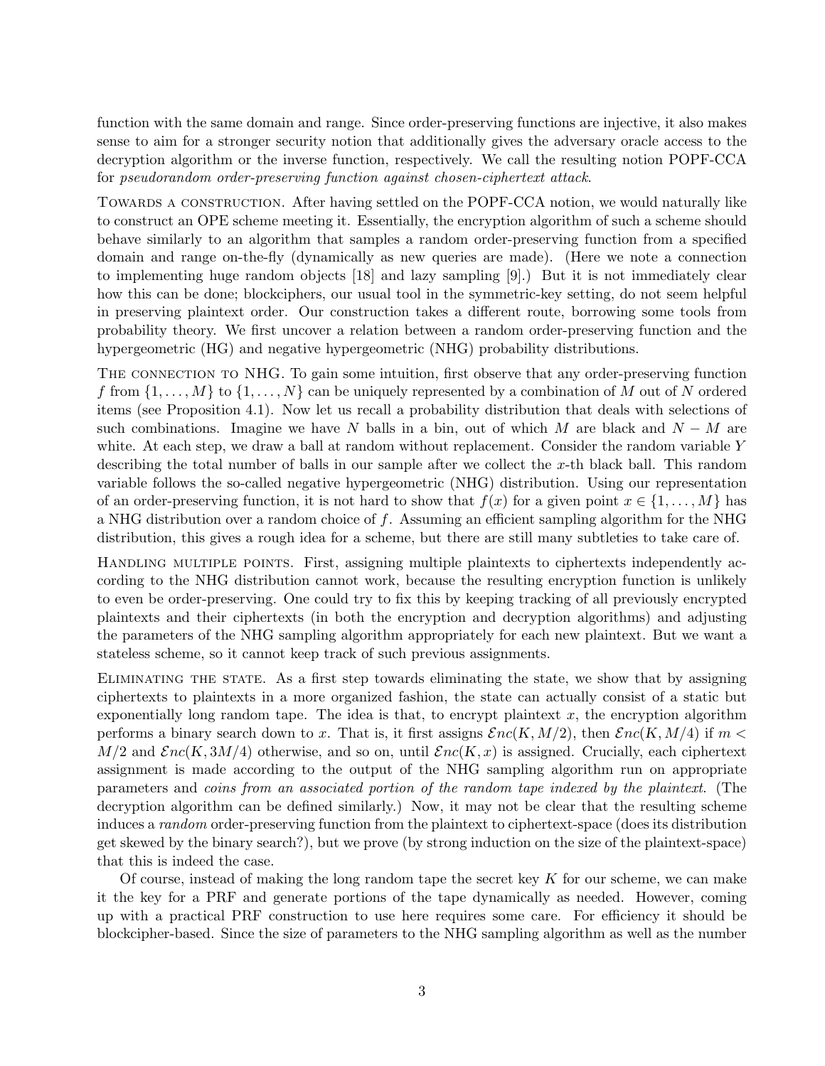function with the same domain and range. Since order-preserving functions are injective, it also makes sense to aim for a stronger security notion that additionally gives the adversary oracle access to the decryption algorithm or the inverse function, respectively. We call the resulting notion POPF-CCA for *pseudorandom order-preserving function against chosen-ciphertext attack*.

Towards a construction. After having settled on the POPF-CCA notion, we would naturally like to construct an OPE scheme meeting it. Essentially, the encryption algorithm of such a scheme should behave similarly to an algorithm that samples a random order-preserving function from a specified domain and range on-the-fly (dynamically as new queries are made). (Here we note a connection to implementing huge random objects [18] and lazy sampling [9].) But it is not immediately clear how this can be done; blockciphers, our usual tool in the symmetric-key setting, do not seem helpful in preserving plaintext order. Our construction takes a different route, borrowing some tools from probability theory. We first uncover a relation between a random order-preserving function and the hypergeometric (HG) and negative hypergeometric (NHG) probability distributions.

The connection to NHG. To gain some intuition, first observe that any order-preserving function $f$ from $\{1, \ldots, M\}$ to $\{1, \ldots, N\}$ can be uniquely represented by a combination of $M$ out of $N$ ordered items (see Proposition 4.1). Now let us recall a probability distribution that deals with selections of such combinations. Imagine we have $N$ balls in a bin, out of which $M$ are black and $N - M$ are white. At each step, we draw a ball at random without replacement. Consider the random variable $Y$ describing the total number of balls in our sample after we collect the $x$-th black ball. This random variable follows the so-called negative hypergeometric (NHG) distribution. Using our representation of an order-preserving function, it is not hard to show that $f(x)$ for a given point $x \in \{1, \ldots, M\}$ has a NHG distribution over a random choice of $f$. Assuming an efficient sampling algorithm for the NHG distribution, this gives a rough idea for a scheme, but there are still many subtleties to take care of.

Handling multiple points. First, assigning multiple plaintexts to ciphertexts independently according to the NHG distribution cannot work, because the resulting encryption function is unlikely to even be order-preserving. One could try to fix this by keeping tracking of all previously encrypted plaintexts and their ciphertexts (in both the encryption and decryption algorithms) and adjusting the parameters of the NHG sampling algorithm appropriately for each new plaintext. But we want a stateless scheme, so it cannot keep track of such previous assignments.

Eliminating the state. As a first step towards eliminating the state, we show that by assigning ciphertexts to plaintexts in a more organized fashion, the state can actually consist of a static but exponentially long random tape. The idea is that, to encrypt plaintext $x$, the encryption algorithm performs a binary search down to $x$. That is, it first assigns $\mathcal{E}nc(K, M/2)$, then $\mathcal{E}nc(K, M/4)$ if $m < M/2$ and $\mathcal{E}nc(K, 3M/4)$ otherwise, and so on, until $\mathcal{E}nc(K, x)$ is assigned. Crucially, each ciphertext assignment is made according to the output of the NHG sampling algorithm run on appropriate parameters and *coins from an associated portion of the random tape indexed by the plaintext*. (The decryption algorithm can be defined similarly.) Now, it may not be clear that the resulting scheme induces a *random* order-preserving function from the plaintext to ciphertext-space (does its distribution get skewed by the binary search?), but we prove (by strong induction on the size of the plaintext-space) that this is indeed the case.

Of course, instead of making the long random tape the secret key $K$ for our scheme, we can make it the key for a PRF and generate portions of the tape dynamically as needed. However, coming up with a practical PRF construction to use here requires some care. For efficiency it should be blockcipher-based. Since the size of parameters to the NHG sampling algorithm as well as the number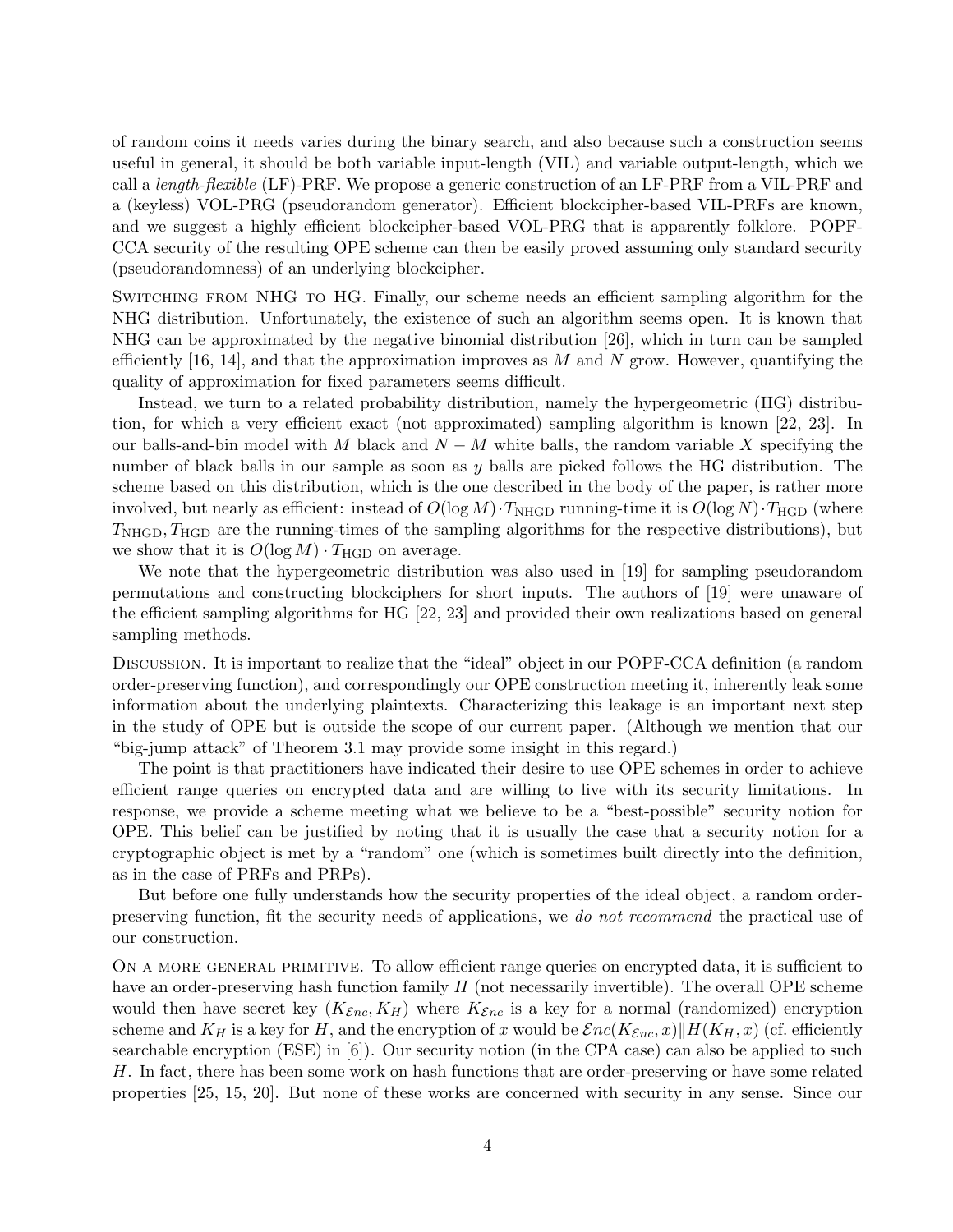of random coins it needs varies during the binary search, and also because such a construction seems useful in general, it should be both variable input-length (VIL) and variable output-length, which we call a *length-flexible* (LF)-PRF. We propose a generic construction of an LF-PRF from a VIL-PRF and a (keyless) VOL-PRG (pseudorandom generator). Efficient blockcipher-based VIL-PRFs are known, and we suggest a highly efficient blockcipher-based VOL-PRG that is apparently folklore. POPF-CCA security of the resulting OPE scheme can then be easily proved assuming only standard security (pseudorandomness) of an underlying blockcipher.

Switching from NHG to HG. Finally, our scheme needs an efficient sampling algorithm for the NHG distribution. Unfortunately, the existence of such an algorithm seems open. It is known that NHG can be approximated by the negative binomial distribution [26], which in turn can be sampled efficiently [16, 14], and that the approximation improves as $M$ and $N$ grow. However, quantifying the quality of approximation for fixed parameters seems difficult.

Instead, we turn to a related probability distribution, namely the hypergeometric (HG) distribution, for which a very efficient exact (not approximated) sampling algorithm is known [22, 23]. In our balls-and-bin model with $M$ black and $N - M$ white balls, the random variable $X$ specifying the number of black balls in our sample as soon as $y$ balls are picked follows the HG distribution. The scheme based on this distribution, which is the one described in the body of the paper, is rather more involved, but nearly as efficient: instead of $O(\log M) \cdot T_{\text{NHGD}}$ running-time it is $O(\log N) \cdot T_{\text{HGD}}$ (where $T_{\text{NHGD}}, T_{\text{HGD}}$ are the running-times of the sampling algorithms for the respective distributions), but we show that it is $O(\log M) \cdot T_{\text{HGD}}$ on average.

We note that the hypergeometric distribution was also used in [19] for sampling pseudorandom permutations and constructing blockciphers for short inputs. The authors of [19] were unaware of the efficient sampling algorithms for HG [22, 23] and provided their own realizations based on general sampling methods.

Discussion. It is important to realize that the "ideal" object in our POPF-CCA definition (a random order-preserving function), and correspondingly our OPE construction meeting it, inherently leak some information about the underlying plaintexts. Characterizing this leakage is an important next step in the study of OPE but is outside the scope of our current paper. (Although we mention that our "big-jump attack" of Theorem 3.1 may provide some insight in this regard.)

The point is that practitioners have indicated their desire to use OPE schemes in order to achieve efficient range queries on encrypted data and are willing to live with its security limitations. In response, we provide a scheme meeting what we believe to be a "best-possible" security notion for OPE. This belief can be justified by noting that it is usually the case that a security notion for a cryptographic object is met by a "random" one (which is sometimes built directly into the definition, as in the case of PRFs and PRPs).

But before one fully understands how the security properties of the ideal object, a random order-preserving function, fit the security needs of applications, we *do not recommend* the practical use of our construction.

On a more general primitive. To allow efficient range queries on encrypted data, it is sufficient to have an order-preserving hash function family $H$ (not necessarily invertible). The overall OPE scheme would then have secret key $(K_{\mathcal{E}nc}, K_H)$ where $K_{\mathcal{E}nc}$ is a key for a normal (randomized) encryption scheme and $K_H$ is a key for $H$, and the encryption of $x$ would be $\mathcal{E}nc(K_{\mathcal{E}nc}, x) \| H(K_H, x)$ (cf. efficiently searchable encryption (ESE) in [6]). Our security notion (in the CPA case) can also be applied to such $H$. In fact, there has been some work on hash functions that are order-preserving or have some related properties [25, 15, 20]. But none of these works are concerned with security in any sense. Since our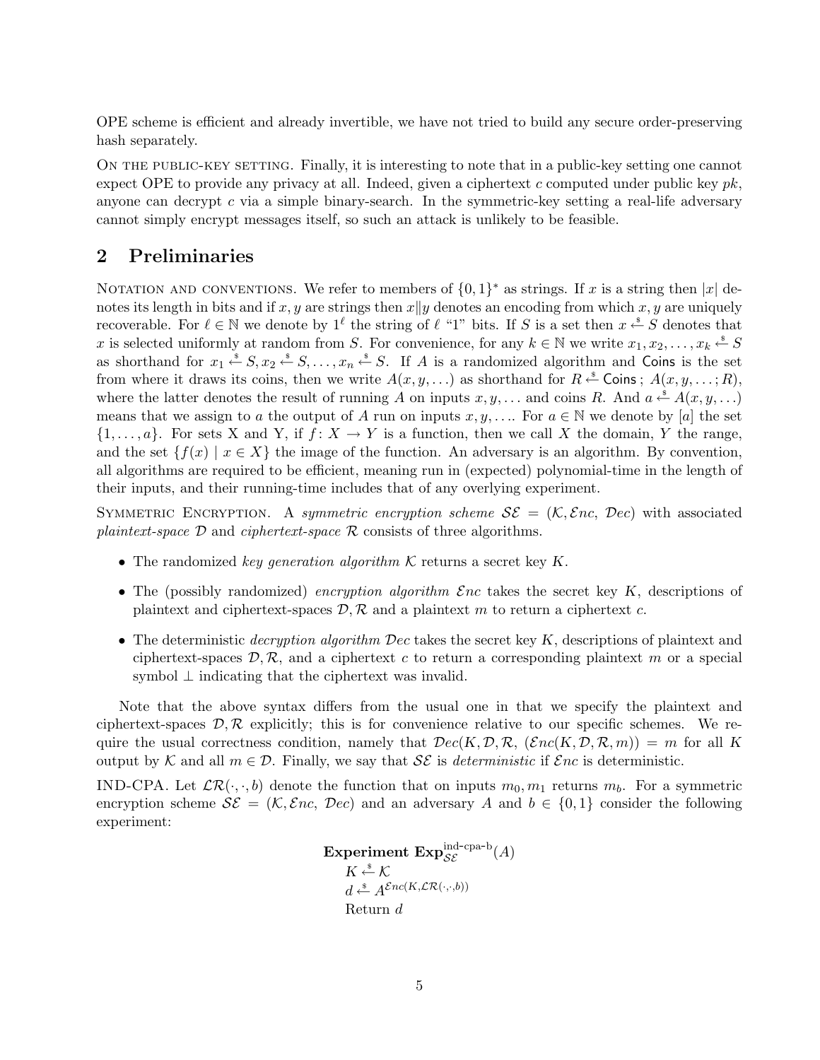OPE scheme is efficient and already invertible, we have not tried to build any secure order-preserving hash separately.

On the public-key setting. Finally, it is interesting to note that in a public-key setting one cannot expect OPE to provide any privacy at all. Indeed, given a ciphertext $c$ computed under public key $pk$, anyone can decrypt $c$ via a simple binary-search. In the symmetric-key setting a real-life adversary cannot simply encrypt messages itself, so such an attack is unlikely to be feasible.

## 2 Preliminaries

Notation and conventions. We refer to members of $\{0,1\}^*$ as strings. If $x$ is a string then $|x|$ denotes its length in bits and if $x, y$ are strings then $x\|y$ denotes an encoding from which $x, y$ are uniquely recoverable. For $\ell \in \mathbb{N}$ we denote by $1^\ell$ the string of $\ell$ "1" bits. If $S$ is a set then $x \stackrel{\$}{\leftarrow} S$ denotes that $x$ is selected uniformly at random from $S$. For convenience, for any $k \in \mathbb{N}$ we write $x_1, x_2, \ldots, x_k \stackrel{\$}{\leftarrow} S$ as shorthand for $x_1 \stackrel{\$}{\leftarrow} S, x_2 \stackrel{\$}{\leftarrow} S, \ldots, x_n \stackrel{\$}{\leftarrow} S$. If $A$ is a randomized algorithm and $\mathsf{Coins}$ is the set from where it draws its coins, then we write $A(x, y, \ldots)$ as shorthand for $R \stackrel{\$}{\leftarrow} \mathsf{Coins}\,;\ A(x, y, \ldots; R)$, where the latter denotes the result of running $A$ on inputs $x, y, \ldots$ and coins $R$. And $a \stackrel{\$}{\leftarrow} A(x, y, \ldots)$ means that we assign to $a$ the output of $A$ run on inputs $x, y, \ldots$. For $a \in \mathbb{N}$ we denote by $[a]$ the set $\{1, \ldots, a\}$. For sets X and Y, if $f\colon X \to Y$ is a function, then we call $X$ the domain, $Y$ the range, and the set $\{f(x) \mid x \in X\}$ the image of the function. An adversary is an algorithm. By convention, all algorithms are required to be efficient, meaning run in (expected) polynomial-time in the length of their inputs, and their running-time includes that of any overlying experiment.

Symmetric Encryption. A *symmetric encryption scheme* $\mathcal{SE} = (\mathcal{K}, \mathcal{E}nc, \mathcal{D}ec)$ with associated *plaintext-space* $\mathcal{D}$ and *ciphertext-space* $\mathcal{R}$ consists of three algorithms.

- The randomized *key generation algorithm* $\mathcal{K}$ returns a secret key $K$.
- The (possibly randomized) *encryption algorithm* $\mathcal{E}nc$ takes the secret key $K$, descriptions of plaintext and ciphertext-spaces $\mathcal{D}, \mathcal{R}$ and a plaintext $m$ to return a ciphertext $c$.
- The deterministic *decryption algorithm* $\mathcal{D}ec$ takes the secret key $K$, descriptions of plaintext and ciphertext-spaces $\mathcal{D}, \mathcal{R}$, and a ciphertext $c$ to return a corresponding plaintext $m$ or a special symbol $\perp$ indicating that the ciphertext was invalid.

Note that the above syntax differs from the usual one in that we specify the plaintext and ciphertext-spaces $\mathcal{D}, \mathcal{R}$ explicitly; this is for convenience relative to our specific schemes. We require the usual correctness condition, namely that $\mathcal{D}ec(K, \mathcal{D}, \mathcal{R}, (\mathcal{E}nc(K, \mathcal{D}, \mathcal{R}, m)) = m$ for all $K$ output by $\mathcal{K}$ and all $m \in \mathcal{D}$. Finally, we say that $\mathcal{SE}$ is *deterministic* if $\mathcal{E}nc$ is deterministic.

IND-CPA. Let $\mathcal{LR}(\cdot, \cdot, b)$ denote the function that on inputs $m_0, m_1$ returns $m_b$. For a symmetric encryption scheme $\mathcal{SE} = (\mathcal{K}, \mathcal{E}nc, \mathcal{D}ec)$ and an adversary $A$ and $b \in \{0,1\}$ consider the following experiment:

**Experiment** $\mathbf{Exp}_{\mathcal{SE}}^{\text{ind-cpa-b}}(A)$
$K \stackrel{\$}{\leftarrow} \mathcal{K}$
$d \stackrel{\$}{\leftarrow} A^{\mathcal{E}nc(K, \mathcal{LR}(\cdot, \cdot, b))}$
Return $d$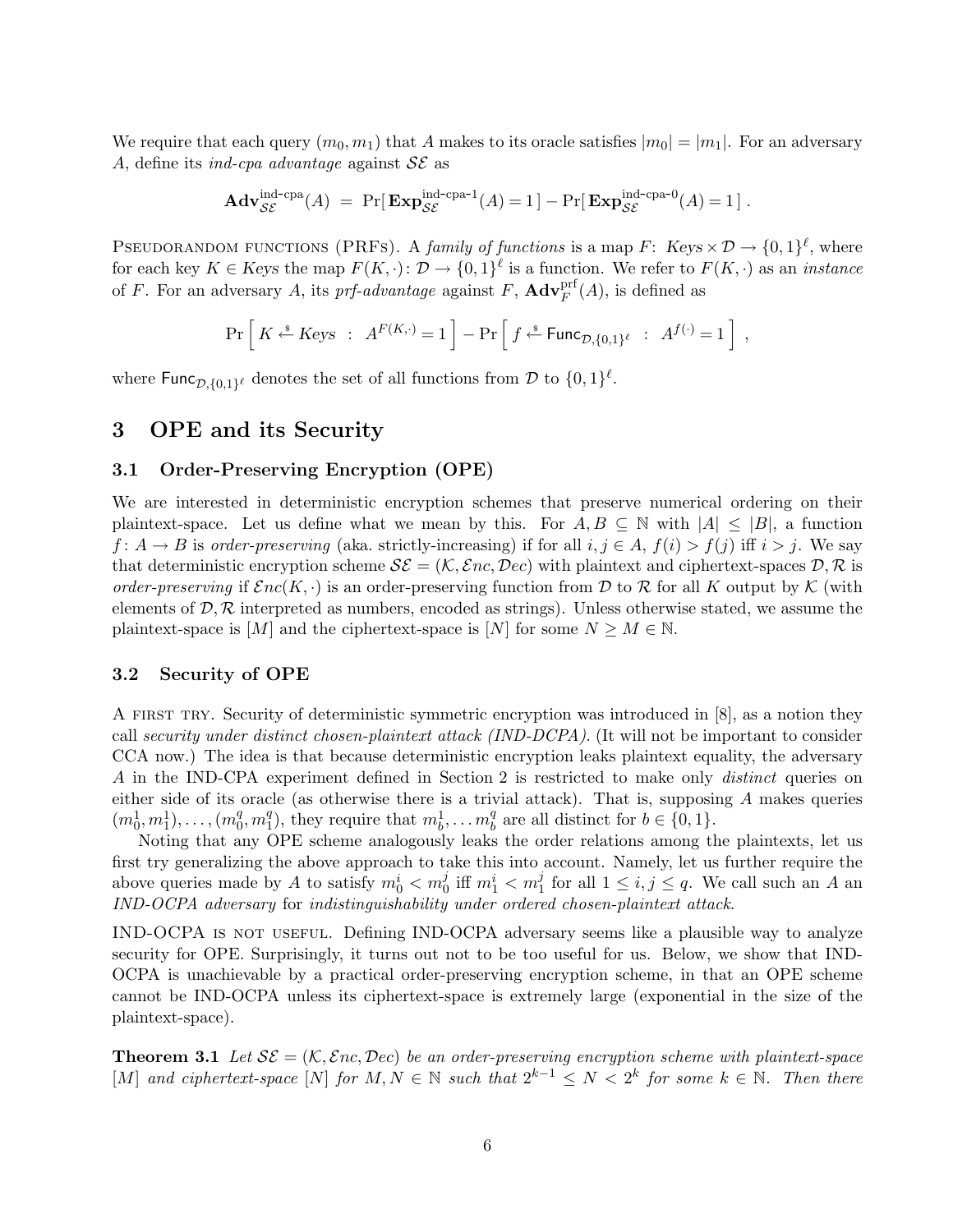We require that each query $(m_0, m_1)$ that $A$ makes to its oracle satisfies $|m_0| = |m_1|$. For an adversary $A$, define its *ind-cpa advantage* against $\mathcal{SE}$ as

$$\mathbf{Adv}^{\text{ind-cpa}}_{\mathcal{SE}}(A) \;=\; \Pr[\,\mathbf{Exp}^{\text{ind-cpa-1}}_{\mathcal{SE}}(A) = 1\,] - \Pr[\,\mathbf{Exp}^{\text{ind-cpa-0}}_{\mathcal{SE}}(A) = 1\,]\;.$$

PSEUDORANDOM FUNCTIONS (PRFS). A *family of functions* is a map $F\colon\, Keys \times \mathcal{D} \to \{0,1\}^{\ell}$, where for each key $K \in Keys$ the map $F(K,\cdot)\colon \mathcal{D} \to \{0,1\}^{\ell}$ is a function. We refer to $F(K,\cdot)$ as an *instance* of $F$. For an adversary $A$, its *prf-advantage* against $F$, $\mathbf{Adv}^{\text{prf}}_{F}(A)$, is defined as

$$\Pr\left[\, K \xleftarrow{\$} Keys \;:\; A^{F(K,\cdot)} = 1 \,\right] - \Pr\left[\, f \xleftarrow{\$} \mathsf{Func}_{\mathcal{D},\{0,1\}^{\ell}} \;:\; A^{f(\cdot)} = 1 \,\right]\,,$$

where $\mathsf{Func}_{\mathcal{D},\{0,1\}^{\ell}}$ denotes the set of all functions from $\mathcal{D}$ to $\{0,1\}^{\ell}$.

# 3 OPE and its Security

## 3.1 Order-Preserving Encryption (OPE)

We are interested in deterministic encryption schemes that preserve numerical ordering on their plaintext-space. Let us define what we mean by this. For $A, B \subseteq \mathbb{N}$ with $|A| \le |B|$, a function $f\colon A \to B$ is *order-preserving* (aka. strictly-increasing) if for all $i, j \in A$, $f(i) > f(j)$ iff $i > j$. We say that deterministic encryption scheme $\mathcal{SE} = (\mathcal{K}, \mathcal{E}nc, \mathcal{D}ec)$ with plaintext and ciphertext-spaces $\mathcal{D}, \mathcal{R}$ is *order-preserving* if $\mathcal{E}nc(K,\cdot)$ is an order-preserving function from $\mathcal{D}$ to $\mathcal{R}$ for all $K$ output by $\mathcal{K}$ (with elements of $\mathcal{D}, \mathcal{R}$ interpreted as numbers, encoded as strings). Unless otherwise stated, we assume the plaintext-space is $[M]$ and the ciphertext-space is $[N]$ for some $N \ge M \in \mathbb{N}$.

## 3.2 Security of OPE

A FIRST TRY. Security of deterministic symmetric encryption was introduced in [8], as a notion they call *security under distinct chosen-plaintext attack (IND-DCPA)*. (It will not be important to consider CCA now.) The idea is that because deterministic encryption leaks plaintext equality, the adversary $A$ in the IND-CPA experiment defined in Section 2 is restricted to make only *distinct* queries on either side of its oracle (as otherwise there is a trivial attack). That is, supposing $A$ makes queries $(m_0^1, m_1^1), \ldots, (m_0^q, m_1^q)$, they require that $m_b^1, \ldots m_b^q$ are all distinct for $b \in \{0,1\}$.

Noting that any OPE scheme analogously leaks the order relations among the plaintexts, let us first try generalizing the above approach to take this into account. Namely, let us further require the above queries made by $A$ to satisfy $m_0^i < m_0^j$ iff $m_1^i < m_1^j$ for all $1 \le i, j \le q$. We call such an $A$ an *IND-OCPA adversary* for *indistinguishability under ordered chosen-plaintext attack*.

IND-OCPA IS NOT USEFUL. Defining IND-OCPA adversary seems like a plausible way to analyze security for OPE. Surprisingly, it turns out not to be too useful for us. Below, we show that IND-OCPA is unachievable by a practical order-preserving encryption scheme, in that an OPE scheme cannot be IND-OCPA unless its ciphertext-space is extremely large (exponential in the size of the plaintext-space).

**Theorem 3.1** *Let $\mathcal{SE} = (\mathcal{K}, \mathcal{E}nc, \mathcal{D}ec)$ be an order-preserving encryption scheme with plaintext-space $[M]$ and ciphertext-space $[N]$ for $M, N \in \mathbb{N}$ such that $2^{k-1} \le N < 2^k$ for some $k \in \mathbb{N}$. Then there*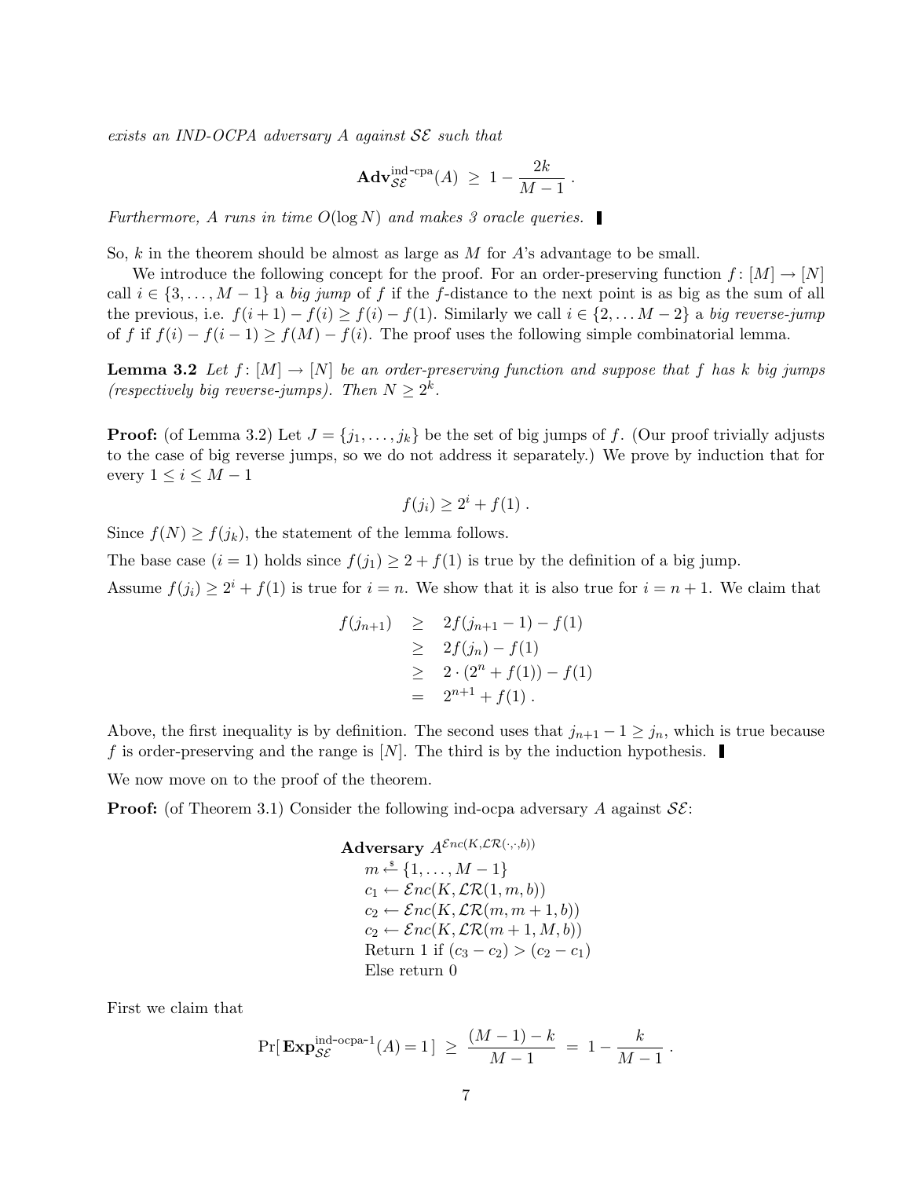*exists an IND-OCPA adversary $A$ against $\mathcal{SE}$ such that*

$$\mathbf{Adv}^{\text{ind-cpa}}_{\mathcal{SE}}(A) \;\geq\; 1 - \frac{2k}{M-1}\;.$$

*Furthermore, $A$ runs in time $O(\log N)$ and makes 3 oracle queries.* ▮

So, $k$ in the theorem should be almost as large as $M$ for $A$'s advantage to be small.

We introduce the following concept for the proof. For an order-preserving function $f\colon [M] \to [N]$ call $i \in \{3, \ldots, M-1\}$ a *big jump* of $f$ if the $f$-distance to the next point is as big as the sum of all the previous, i.e. $f(i+1) - f(i) \geq f(i) - f(1)$. Similarly we call $i \in \{2, \ldots M-2\}$ a *big reverse-jump* of $f$ if $f(i) - f(i-1) \geq f(M) - f(i)$. The proof uses the following simple combinatorial lemma.

**Lemma 3.2** *Let $f\colon [M] \to [N]$ be an order-preserving function and suppose that $f$ has $k$ big jumps (respectively big reverse-jumps). Then $N \geq 2^k$.*

**Proof:** (of Lemma 3.2) Let $J = \{j_1, \ldots, j_k\}$ be the set of big jumps of $f$. (Our proof trivially adjusts to the case of big reverse jumps, so we do not address it separately.) We prove by induction that for every $1 \leq i \leq M-1$

$$f(j_i) \geq 2^i + f(1)\;.$$

Since $f(N) \geq f(j_k)$, the statement of the lemma follows.

The base case ($i = 1$) holds since $f(j_1) \geq 2 + f(1)$ is true by the definition of a big jump.

Assume $f(j_i) \geq 2^i + f(1)$ is true for $i = n$. We show that it is also true for $i = n+1$. We claim that

$$\begin{aligned}
f(j_{n+1}) &\geq 2f(j_{n+1}-1) - f(1) \\
&\geq 2f(j_n) - f(1) \\
&\geq 2 \cdot (2^n + f(1)) - f(1) \\
&= 2^{n+1} + f(1)\;.
\end{aligned}$$

Above, the first inequality is by definition. The second uses that $j_{n+1} - 1 \geq j_n$, which is true because $f$ is order-preserving and the range is $[N]$. The third is by the induction hypothesis. ▮

We now move on to the proof of the theorem.

**Proof:** (of Theorem 3.1) Consider the following ind-ocpa adversary $A$ against $\mathcal{SE}$:

**Adversary** $A^{\mathcal{E}nc(K,\mathcal{LR}(\cdot,\cdot,b))}$
  $m \overset{\$}{\leftarrow} \{1, \ldots, M-1\}$
  $c_1 \leftarrow \mathcal{E}nc(K, \mathcal{LR}(1, m, b))$
  $c_2 \leftarrow \mathcal{E}nc(K, \mathcal{LR}(m, m+1, b))$
  $c_2 \leftarrow \mathcal{E}nc(K, \mathcal{LR}(m+1, M, b))$
  Return 1 if $(c_3 - c_2) > (c_2 - c_1)$
  Else return 0

First we claim that

$$\Pr[\,\mathbf{Exp}^{\text{ind-ocpa-1}}_{\mathcal{SE}}(A) = 1\,] \;\geq\; \frac{(M-1)-k}{M-1} \;=\; 1 - \frac{k}{M-1}\;.$$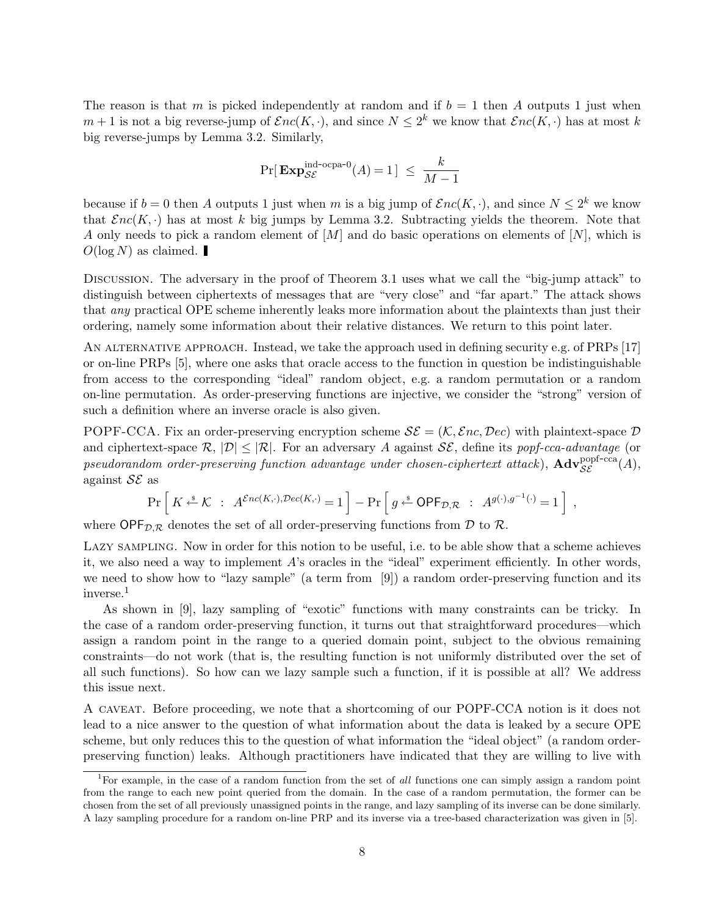The reason is that $m$ is picked independently at random and if $b = 1$ then $A$ outputs 1 just when $m+1$ is not a big reverse-jump of $\mathcal{E}nc(K, \cdot)$, and since $N \leq 2^k$ we know that $\mathcal{E}nc(K, \cdot)$ has at most $k$ big reverse-jumps by Lemma 3.2. Similarly,

$$\Pr[\,\mathbf{Exp}^{\text{ind-ocpa-0}}_{\mathcal{SE}}(A) = 1\,] \;\leq\; \frac{k}{M-1}$$

because if $b = 0$ then $A$ outputs 1 just when $m$ is a big jump of $\mathcal{E}nc(K, \cdot)$, and since $N \leq 2^k$ we know that $\mathcal{E}nc(K, \cdot)$ has at most $k$ big jumps by Lemma 3.2. Subtracting yields the theorem. Note that $A$ only needs to pick a random element of $[M]$ and do basic operations on elements of $[N]$, which is $O(\log N)$ as claimed. ∎

Discussion. The adversary in the proof of Theorem 3.1 uses what we call the "big-jump attack" to distinguish between ciphertexts of messages that are "very close" and "far apart." The attack shows that *any* practical OPE scheme inherently leaks more information about the plaintexts than just their ordering, namely some information about their relative distances. We return to this point later.

An alternative approach. Instead, we take the approach used in defining security e.g. of PRPs [17] or on-line PRPs [5], where one asks that oracle access to the function in question be indistinguishable from access to the corresponding "ideal" random object, e.g. a random permutation or a random on-line permutation. As order-preserving functions are injective, we consider the "strong" version of such a definition where an inverse oracle is also given.

POPF-CCA. Fix an order-preserving encryption scheme $\mathcal{SE} = (\mathcal{K}, \mathcal{E}nc, \mathcal{D}ec)$ with plaintext-space $\mathcal{D}$ and ciphertext-space $\mathcal{R}$, $|\mathcal{D}| \leq |\mathcal{R}|$. For an adversary $A$ against $\mathcal{SE}$, define its *popf-cca-advantage* (or *pseudorandom order-preserving function advantage under chosen-ciphertext attack*), $\mathbf{Adv}^{\text{popf-cca}}_{\mathcal{SE}}(A)$, against $\mathcal{SE}$ as

$$\Pr\left[\, K \xleftarrow{\$} \mathcal{K} \;:\; A^{\mathcal{E}nc(K,\cdot),\mathcal{D}ec(K,\cdot)} = 1 \,\right] - \Pr\left[\, g \xleftarrow{\$} \mathsf{OPF}_{\mathcal{D},\mathcal{R}} \;:\; A^{g(\cdot),g^{-1}(\cdot)} = 1 \,\right] \;,$$

where $\mathsf{OPF}_{\mathcal{D},\mathcal{R}}$ denotes the set of all order-preserving functions from $\mathcal{D}$ to $\mathcal{R}$.

Lazy sampling. Now in order for this notion to be useful, i.e. to be able show that a scheme achieves it, we also need a way to implement $A$'s oracles in the "ideal" experiment efficiently. In other words, we need to show how to "lazy sample" (a term from [9]) a random order-preserving function and its inverse.[1]

As shown in [9], lazy sampling of "exotic" functions with many constraints can be tricky. In the case of a random order-preserving function, it turns out that straightforward procedures—which assign a random point in the range to a queried domain point, subject to the obvious remaining constraints—do not work (that is, the resulting function is not uniformly distributed over the set of all such functions). So how can we lazy sample such a function, if it is possible at all? We address this issue next.

A caveat. Before proceeding, we note that a shortcoming of our POPF-CCA notion is it does not lead to a nice answer to the question of what information about the data is leaked by a secure OPE scheme, but only reduces this to the question of what information the "ideal object" (a random order-preserving function) leaks. Although practitioners have indicated that they are willing to live with

[1] For example, in the case of a random function from the set of *all* functions one can simply assign a random point from the range to each new point queried from the domain. In the case of a random permutation, the former can be chosen from the set of all previously unassigned points in the range, and lazy sampling of its inverse can be done similarly. A lazy sampling procedure for a random on-line PRP and its inverse via a tree-based characterization was given in [5].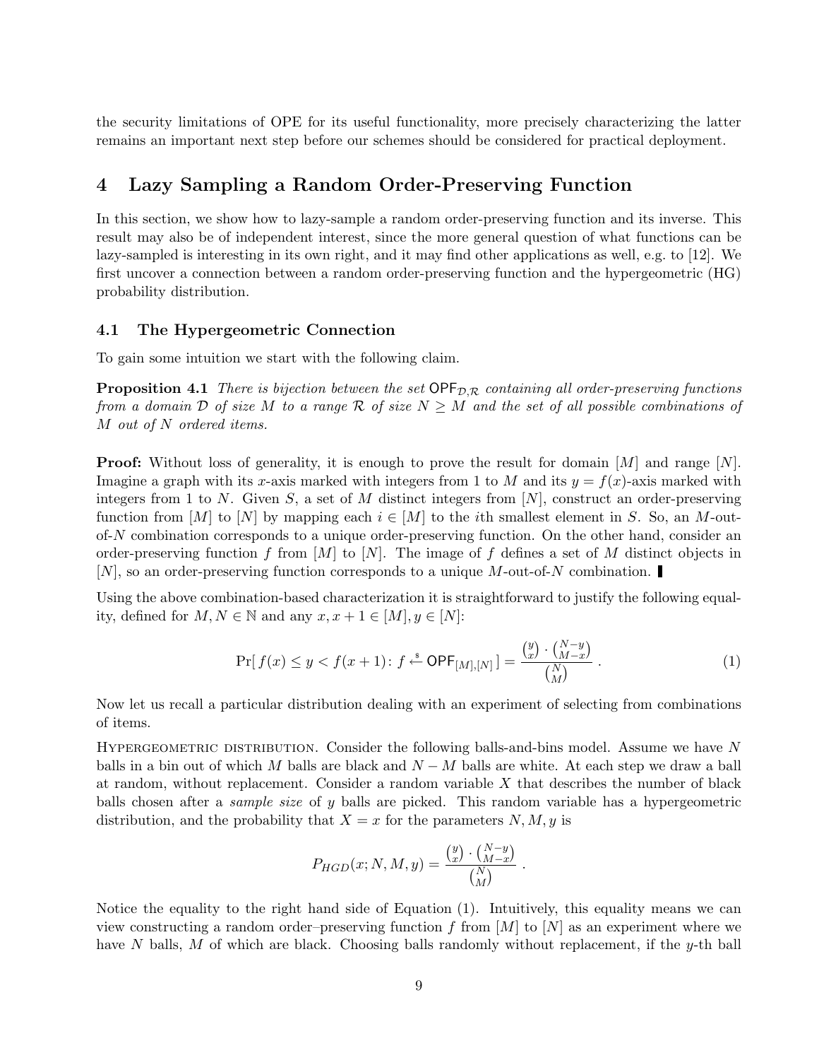the security limitations of OPE for its useful functionality, more precisely characterizing the latter remains an important next step before our schemes should be considered for practical deployment.

# 4 Lazy Sampling a Random Order-Preserving Function

In this section, we show how to lazy-sample a random order-preserving function and its inverse. This result may also be of independent interest, since the more general question of what functions can be lazy-sampled is interesting in its own right, and it may find other applications as well, e.g. to [12]. We first uncover a connection between a random order-preserving function and the hypergeometric (HG) probability distribution.

## 4.1 The Hypergeometric Connection

To gain some intuition we start with the following claim.

**Proposition 4.1** *There is bijection between the set $\mathsf{OPF}_{\mathcal{D},\mathcal{R}}$ containing all order-preserving functions from a domain $\mathcal{D}$ of size $M$ to a range $\mathcal{R}$ of size $N \geq M$ and the set of all possible combinations of $M$ out of $N$ ordered items.*

**Proof:** Without loss of generality, it is enough to prove the result for domain $[M]$ and range $[N]$. Imagine a graph with its $x$-axis marked with integers from 1 to $M$ and its $y = f(x)$-axis marked with integers from 1 to $N$. Given $S$, a set of $M$ distinct integers from $[N]$, construct an order-preserving function from $[M]$ to $[N]$ by mapping each $i \in [M]$ to the $i$th smallest element in $S$. So, an $M$-out-of-$N$ combination corresponds to a unique order-preserving function. On the other hand, consider an order-preserving function $f$ from $[M]$ to $[N]$. The image of $f$ defines a set of $M$ distinct objects in $[N]$, so an order-preserving function corresponds to a unique $M$-out-of-$N$ combination. ∎

Using the above combination-based characterization it is straightforward to justify the following equality, defined for $M, N \in \mathbb{N}$ and any $x, x+1 \in [M], y \in [N]$:

$$\Pr[\, f(x) \leq y < f(x+1) \colon f \xleftarrow{\$} \mathsf{OPF}_{[M],[N]} \,] = \frac{\binom{y}{x} \cdot \binom{N-y}{M-x}}{\binom{N}{M}} \,. \tag{1}$$

Now let us recall a particular distribution dealing with an experiment of selecting from combinations of items.

Hypergeometric distribution. Consider the following balls-and-bins model. Assume we have $N$ balls in a bin out of which $M$ balls are black and $N - M$ balls are white. At each step we draw a ball at random, without replacement. Consider a random variable $X$ that describes the number of black balls chosen after a *sample size* of $y$ balls are picked. This random variable has a hypergeometric distribution, and the probability that $X = x$ for the parameters $N, M, y$ is

$$P_{HGD}(x; N, M, y) = \frac{\binom{y}{x} \cdot \binom{N-y}{M-x}}{\binom{N}{M}} \,.$$

Notice the equality to the right hand side of Equation (1). Intuitively, this equality means we can view constructing a random order–preserving function $f$ from $[M]$ to $[N]$ as an experiment where we have $N$ balls, $M$ of which are black. Choosing balls randomly without replacement, if the $y$-th ball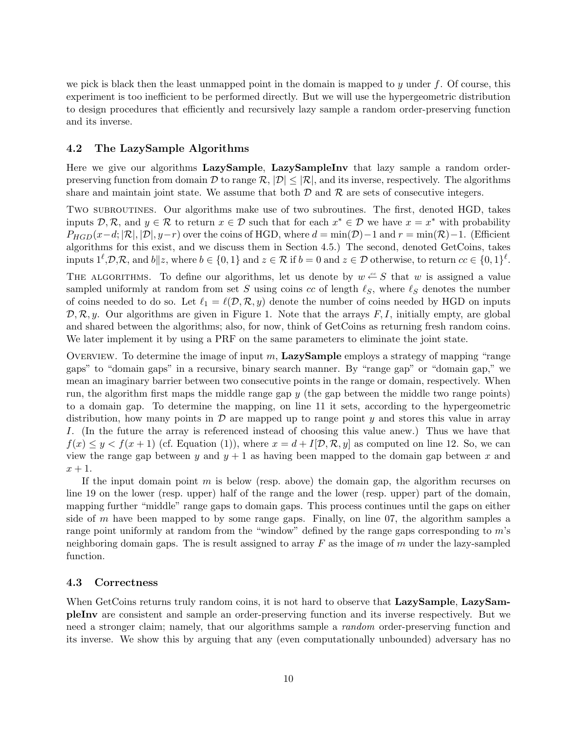we pick is black then the least unmapped point in the domain is mapped to $y$ under $f$. Of course, this experiment is too inefficient to be performed directly. But we will use the hypergeometric distribution to design procedures that efficiently and recursively lazy sample a random order-preserving function and its inverse.

### 4.2 The LazySample Algorithms

Here we give our algorithms **LazySample**, **LazySampleInv** that lazy sample a random order-preserving function from domain $\mathcal{D}$ to range $\mathcal{R}$, $|\mathcal{D}| \leq |\mathcal{R}|$, and its inverse, respectively. The algorithms share and maintain joint state. We assume that both $\mathcal{D}$ and $\mathcal{R}$ are sets of consecutive integers.

Two subroutines. Our algorithms make use of two subroutines. The first, denoted HGD, takes inputs $\mathcal{D}, \mathcal{R}$, and $y \in \mathcal{R}$ to return $x \in \mathcal{D}$ such that for each $x^* \in \mathcal{D}$ we have $x = x^*$ with probability $P_{HGD}(x-d; |\mathcal{R}|, |\mathcal{D}|, y-r)$ over the coins of HGD, where $d = \min(\mathcal{D})-1$ and $r = \min(\mathcal{R})-1$. (Efficient algorithms for this exist, and we discuss them in Section 4.5.) The second, denoted GetCoins, takes inputs $1^\ell$,$\mathcal{D}$,$\mathcal{R}$, and $b\|z$, where $b \in \{0,1\}$ and $z \in \mathcal{R}$ if $b = 0$ and $z \in \mathcal{D}$ otherwise, to return $cc \in \{0,1\}^\ell$.

The algorithms. To define our algorithms, let us denote by $w \xleftarrow{cc} S$ that $w$ is assigned a value sampled uniformly at random from set $S$ using coins $cc$ of length $\ell_S$, where $\ell_S$ denotes the number of coins needed to do so. Let $\ell_1 = \ell(\mathcal{D}, \mathcal{R}, y)$ denote the number of coins needed by HGD on inputs $\mathcal{D}, \mathcal{R}, y$. Our algorithms are given in Figure 1. Note that the arrays $F, I$, initially empty, are global and shared between the algorithms; also, for now, think of GetCoins as returning fresh random coins. We later implement it by using a PRF on the same parameters to eliminate the joint state.

Overview. To determine the image of input $m$, **LazySample** employs a strategy of mapping "range gaps" to "domain gaps" in a recursive, binary search manner. By "range gap" or "domain gap," we mean an imaginary barrier between two consecutive points in the range or domain, respectively. When run, the algorithm first maps the middle range gap $y$ (the gap between the middle two range points) to a domain gap. To determine the mapping, on line 11 it sets, according to the hypergeometric distribution, how many points in $\mathcal{D}$ are mapped up to range point $y$ and stores this value in array $I$. (In the future the array is referenced instead of choosing this value anew.) Thus we have that $f(x) \leq y < f(x+1)$ (cf. Equation (1)), where $x = d + I[\mathcal{D}, \mathcal{R}, y]$ as computed on line 12. So, we can view the range gap between $y$ and $y+1$ as having been mapped to the domain gap between $x$ and $x+1$.

If the input domain point $m$ is below (resp. above) the domain gap, the algorithm recurses on line 19 on the lower (resp. upper) half of the range and the lower (resp. upper) part of the domain, mapping further "middle" range gaps to domain gaps. This process continues until the gaps on either side of $m$ have been mapped to by some range gaps. Finally, on line 07, the algorithm samples a range point uniformly at random from the "window" defined by the range gaps corresponding to $m$'s neighboring domain gaps. The is result assigned to array $F$ as the image of $m$ under the lazy-sampled function.

### 4.3 Correctness

When GetCoins returns truly random coins, it is not hard to observe that **LazySample**, **LazySampleInv** are consistent and sample an order-preserving function and its inverse respectively. But we need a stronger claim; namely, that our algorithms sample a *random* order-preserving function and its inverse. We show this by arguing that any (even computationally unbounded) adversary has no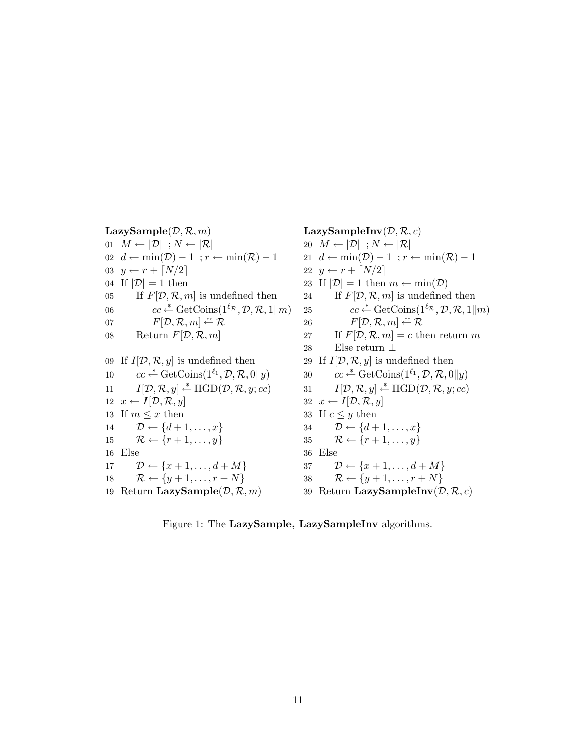**LazySample**$(\mathcal{D}, \mathcal{R}, m)$

```
01  M ← |D| ; N ← |R|
02  d ← min(D) − 1 ; r ← min(R) − 1
03  y ← r + ⌈N/2⌉
04  If |D| = 1 then
05      If F[D, R, m] is undefined then
06          cc ←$ GetCoins(1^{ℓ_R}, D, R, 1‖m)
07          F[D, R, m] ←cc R
08      Return F[D, R, m]

09  If I[D, R, y] is undefined then
10      cc ←$ GetCoins(1^{ℓ_1}, D, R, 0‖y)
11      I[D, R, y] ←$ HGD(D, R, y; cc)
12  x ← I[D, R, y]
13  If m ≤ x then
14      D ← {d + 1, ..., x}
15      R ← {r + 1, ..., y}
16  Else
17      D ← {x + 1, ..., d + M}
18      R ← {y + 1, ..., r + N}
19  Return LazySample(D, R, m)
```

**LazySampleInv**$(\mathcal{D}, \mathcal{R}, c)$

```
20  M ← |D| ; N ← |R|
21  d ← min(D) − 1 ; r ← min(R) − 1
22  y ← r + ⌈N/2⌉
23  If |D| = 1 then m ← min(D)
24      If F[D, R, m] is undefined then
25          cc ←$ GetCoins(1^{ℓ_R}, D, R, 1‖m)
26          F[D, R, m] ←cc R
27      If F[D, R, m] = c then return m
28      Else return ⊥
29  If I[D, R, y] is undefined then
30      cc ←$ GetCoins(1^{ℓ_1}, D, R, 0‖y)
31      I[D, R, y] ←$ HGD(D, R, y; cc)
32  x ← I[D, R, y]
33  If c ≤ y then
34      D ← {d + 1, ..., x}
35      R ← {r + 1, ..., y}
36  Else
37      D ← {x + 1, ..., d + M}
38      R ← {y + 1, ..., r + N}
39  Return LazySampleInv(D, R, c)
```

Figure 1: The **LazySample, LazySampleInv** algorithms.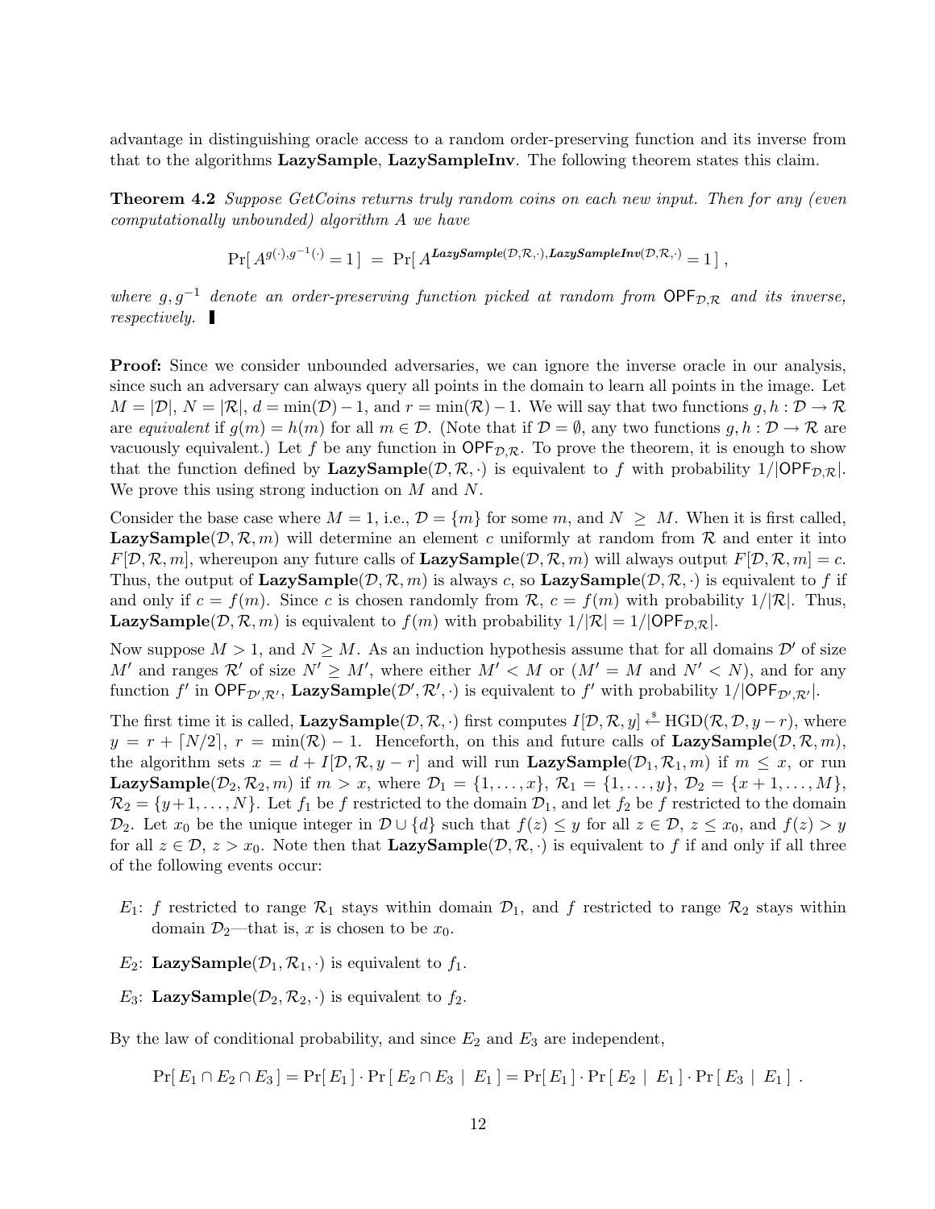advantage in distinguishing oracle access to a random order-preserving function and its inverse from that to the algorithms **LazySample**, **LazySampleInv**. The following theorem states this claim.

**Theorem 4.2** *Suppose GetCoins returns truly random coins on each new input. Then for any (even computationally unbounded) algorithm A we have*

$$\Pr[\, A^{g(\cdot),g^{-1}(\cdot)} = 1\,] \;=\; \Pr[\, A^{\textbf{\textit{LazySample}}(\mathcal{D},\mathcal{R},\cdot),\textbf{\textit{LazySampleInv}}(\mathcal{D},\mathcal{R},\cdot)} = 1\,]\;,$$

*where $g, g^{-1}$ denote an order-preserving function picked at random from $\mathsf{OPF}_{\mathcal{D},\mathcal{R}}$ and its inverse, respectively.* ∎

**Proof:** Since we consider unbounded adversaries, we can ignore the inverse oracle in our analysis, since such an adversary can always query all points in the domain to learn all points in the image. Let $M = |\mathcal{D}|$, $N = |\mathcal{R}|$, $d = \min(\mathcal{D}) - 1$, and $r = \min(\mathcal{R}) - 1$. We will say that two functions $g, h : \mathcal{D} \to \mathcal{R}$ are *equivalent* if $g(m) = h(m)$ for all $m \in \mathcal{D}$. (Note that if $\mathcal{D} = \emptyset$, any two functions $g, h : \mathcal{D} \to \mathcal{R}$ are vacuously equivalent.) Let $f$ be any function in $\mathsf{OPF}_{\mathcal{D},\mathcal{R}}$. To prove the theorem, it is enough to show that the function defined by **LazySample**$(\mathcal{D}, \mathcal{R}, \cdot)$ is equivalent to $f$ with probability $1/|\mathsf{OPF}_{\mathcal{D},\mathcal{R}}|$. We prove this using strong induction on $M$ and $N$.

Consider the base case where $M = 1$, i.e., $\mathcal{D} = \{m\}$ for some $m$, and $N \geq M$. When it is first called, **LazySample**$(\mathcal{D}, \mathcal{R}, m)$ will determine an element $c$ uniformly at random from $\mathcal{R}$ and enter it into $F[\mathcal{D}, \mathcal{R}, m]$, whereupon any future calls of **LazySample**$(\mathcal{D}, \mathcal{R}, m)$ will always output $F[\mathcal{D}, \mathcal{R}, m] = c$. Thus, the output of **LazySample**$(\mathcal{D}, \mathcal{R}, m)$ is always $c$, so **LazySample**$(\mathcal{D}, \mathcal{R}, \cdot)$ is equivalent to $f$ if and only if $c = f(m)$. Since $c$ is chosen randomly from $\mathcal{R}$, $c = f(m)$ with probability $1/|\mathcal{R}|$. Thus, **LazySample**$(\mathcal{D}, \mathcal{R}, m)$ is equivalent to $f(m)$ with probability $1/|\mathcal{R}| = 1/|\mathsf{OPF}_{\mathcal{D},\mathcal{R}}|$.

Now suppose $M > 1$, and $N \geq M$. As an induction hypothesis assume that for all domains $\mathcal{D}'$ of size $M'$ and ranges $\mathcal{R}'$ of size $N' \geq M'$, where either $M' < M$ or ($M' = M$ and $N' < N$), and for any function $f'$ in $\mathsf{OPF}_{\mathcal{D}',\mathcal{R}'}$, **LazySample**$(\mathcal{D}', \mathcal{R}', \cdot)$ is equivalent to $f'$ with probability $1/|\mathsf{OPF}_{\mathcal{D}',\mathcal{R}'}|$.

The first time it is called, **LazySample**$(\mathcal{D}, \mathcal{R}, \cdot)$ first computes $I[\mathcal{D}, \mathcal{R}, y] \xleftarrow{\$} \mathrm{HGD}(\mathcal{R}, \mathcal{D}, y - r)$, where $y = r + \lceil N/2 \rceil$, $r = \min(\mathcal{R}) - 1$. Henceforth, on this and future calls of **LazySample**$(\mathcal{D}, \mathcal{R}, m)$, the algorithm sets $x = d + I[\mathcal{D}, \mathcal{R}, y - r]$ and will run **LazySample**$(\mathcal{D}_1, \mathcal{R}_1, m)$ if $m \leq x$, or run **LazySample**$(\mathcal{D}_2, \mathcal{R}_2, m)$ if $m > x$, where $\mathcal{D}_1 = \{1, \ldots, x\}$, $\mathcal{R}_1 = \{1, \ldots, y\}$, $\mathcal{D}_2 = \{x + 1, \ldots, M\}$, $\mathcal{R}_2 = \{y+1, \ldots, N\}$. Let $f_1$ be $f$ restricted to the domain $\mathcal{D}_1$, and let $f_2$ be $f$ restricted to the domain $\mathcal{D}_2$. Let $x_0$ be the unique integer in $\mathcal{D} \cup \{d\}$ such that $f(z) \leq y$ for all $z \in \mathcal{D}$, $z \leq x_0$, and $f(z) > y$ for all $z \in \mathcal{D}$, $z > x_0$. Note then that **LazySample**$(\mathcal{D}, \mathcal{R}, \cdot)$ is equivalent to $f$ if and only if all three of the following events occur:

- $E_1$: $f$ restricted to range $\mathcal{R}_1$ stays within domain $\mathcal{D}_1$, and $f$ restricted to range $\mathcal{R}_2$ stays within domain $\mathcal{D}_2$—that is, $x$ is chosen to be $x_0$.
- $E_2$: **LazySample**$(\mathcal{D}_1, \mathcal{R}_1, \cdot)$ is equivalent to $f_1$.
- $E_3$: **LazySample**$(\mathcal{D}_2, \mathcal{R}_2, \cdot)$ is equivalent to $f_2$.

By the law of conditional probability, and since $E_2$ and $E_3$ are independent,

$$\Pr[\, E_1 \cap E_2 \cap E_3\,] = \Pr[\, E_1\,] \cdot \Pr\left[\, E_2 \cap E_3 \;|\; E_1\,\right] = \Pr[\, E_1\,] \cdot \Pr\left[\, E_2 \;|\; E_1\,\right] \cdot \Pr\left[\, E_3 \;|\; E_1\,\right]\;.$$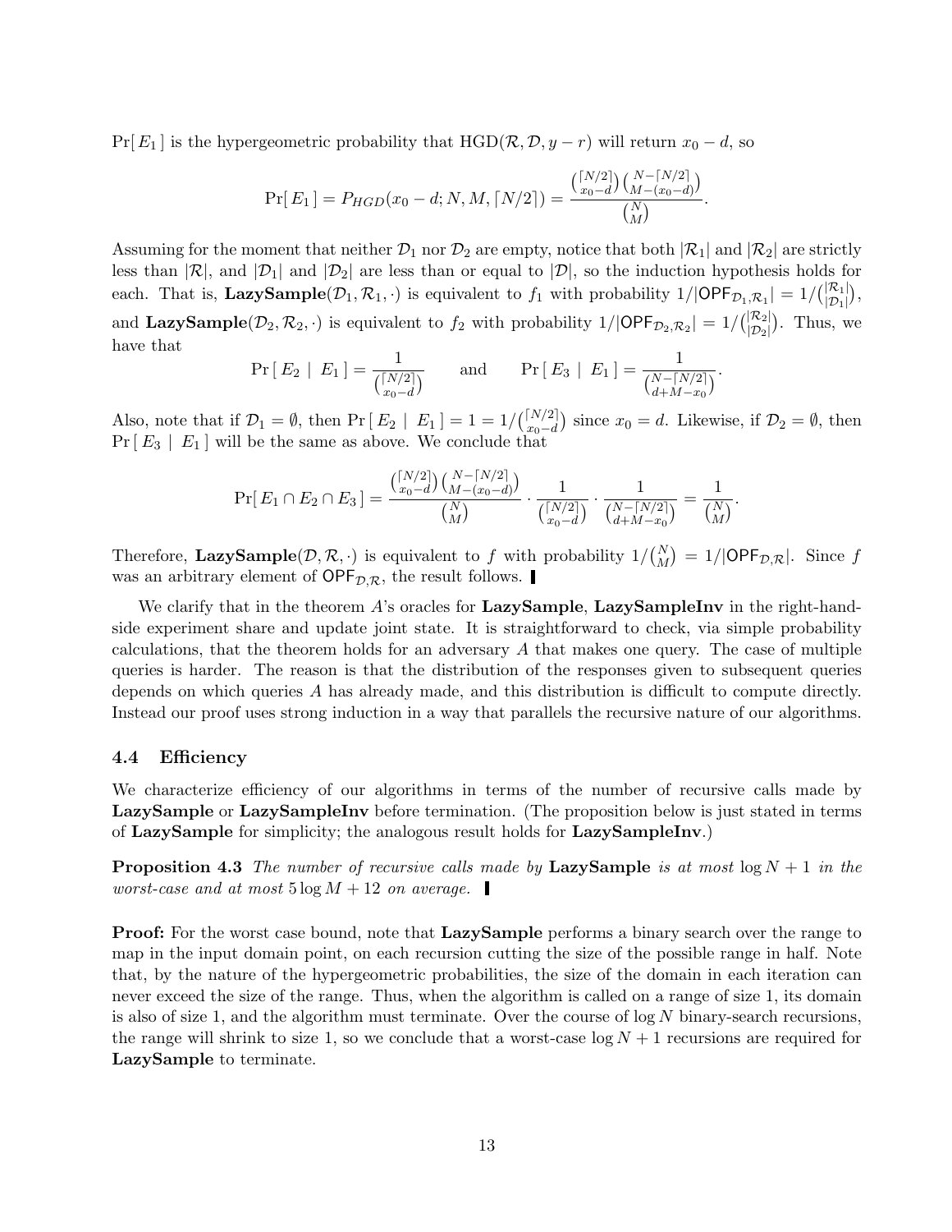$\Pr[E_1]$ is the hypergeometric probability that $\text{HGD}(\mathcal{R}, \mathcal{D}, y - r)$ will return $x_0 - d$, so

$$\Pr[E_1] = P_{HGD}(x_0 - d; N, M, \lceil N/2 \rceil) = \frac{\binom{\lceil N/2 \rceil}{x_0 - d}\binom{N - \lceil N/2 \rceil}{M - (x_0 - d)}}{\binom{N}{M}}.$$

Assuming for the moment that neither $\mathcal{D}_1$ nor $\mathcal{D}_2$ are empty, notice that both $|\mathcal{R}_1|$ and $|\mathcal{R}_2|$ are strictly less than $|\mathcal{R}|$, and $|\mathcal{D}_1|$ and $|\mathcal{D}_2|$ are less than or equal to $|\mathcal{D}|$, so the induction hypothesis holds for each. That is, **LazySample**$(\mathcal{D}_1, \mathcal{R}_1, \cdot)$ is equivalent to $f_1$ with probability $1/|\mathsf{OPF}_{\mathcal{D}_1,\mathcal{R}_1}| = 1/\binom{|\mathcal{R}_1|}{|\mathcal{D}_1|}$, and **LazySample**$(\mathcal{D}_2, \mathcal{R}_2, \cdot)$ is equivalent to $f_2$ with probability $1/|\mathsf{OPF}_{\mathcal{D}_2,\mathcal{R}_2}| = 1/\binom{|\mathcal{R}_2|}{|\mathcal{D}_2|}$. Thus, we have that

$$\Pr[E_2 \mid E_1] = \frac{1}{\binom{\lceil N/2 \rceil}{x_0 - d}} \qquad \text{and} \qquad \Pr[E_3 \mid E_1] = \frac{1}{\binom{N - \lceil N/2 \rceil}{d + M - x_0}}.$$

Also, note that if $\mathcal{D}_1 = \emptyset$, then $\Pr[E_2 \mid E_1] = 1 = 1/\binom{\lceil N/2 \rceil}{x_0 - d}$ since $x_0 = d$. Likewise, if $\mathcal{D}_2 = \emptyset$, then $\Pr[E_3 \mid E_1]$ will be the same as above. We conclude that

$$\Pr[E_1 \cap E_2 \cap E_3] = \frac{\binom{\lceil N/2 \rceil}{x_0 - d}\binom{N - \lceil N/2 \rceil}{M - (x_0 - d)}}{\binom{N}{M}} \cdot \frac{1}{\binom{\lceil N/2 \rceil}{x_0 - d}} \cdot \frac{1}{\binom{N - \lceil N/2 \rceil}{d + M - x_0}} = \frac{1}{\binom{N}{M}}.$$

Therefore, **LazySample**$(\mathcal{D}, \mathcal{R}, \cdot)$ is equivalent to $f$ with probability $1/\binom{N}{M} = 1/|\mathsf{OPF}_{\mathcal{D},\mathcal{R}}|$. Since $f$ was an arbitrary element of $\mathsf{OPF}_{\mathcal{D},\mathcal{R}}$, the result follows. ▌

We clarify that in the theorem $A$'s oracles for **LazySample**, **LazySampleInv** in the right-hand-side experiment share and update joint state. It is straightforward to check, via simple probability calculations, that the theorem holds for an adversary $A$ that makes one query. The case of multiple queries is harder. The reason is that the distribution of the responses given to subsequent queries depends on which queries $A$ has already made, and this distribution is difficult to compute directly. Instead our proof uses strong induction in a way that parallels the recursive nature of our algorithms.

### 4.4 Efficiency

We characterize efficiency of our algorithms in terms of the number of recursive calls made by **LazySample** or **LazySampleInv** before termination. (The proposition below is just stated in terms of **LazySample** for simplicity; the analogous result holds for **LazySampleInv**.)

**Proposition 4.3** *The number of recursive calls made by* **LazySample** *is at most* $\log N + 1$ *in the worst-case and at most* $5 \log M + 12$ *on average.* ▌

**Proof:** For the worst case bound, note that **LazySample** performs a binary search over the range to map in the input domain point, on each recursion cutting the size of the possible range in half. Note that, by the nature of the hypergeometric probabilities, the size of the domain in each iteration can never exceed the size of the range. Thus, when the algorithm is called on a range of size 1, its domain is also of size 1, and the algorithm must terminate. Over the course of $\log N$ binary-search recursions, the range will shrink to size 1, so we conclude that a worst-case $\log N + 1$ recursions are required for **LazySample** to terminate.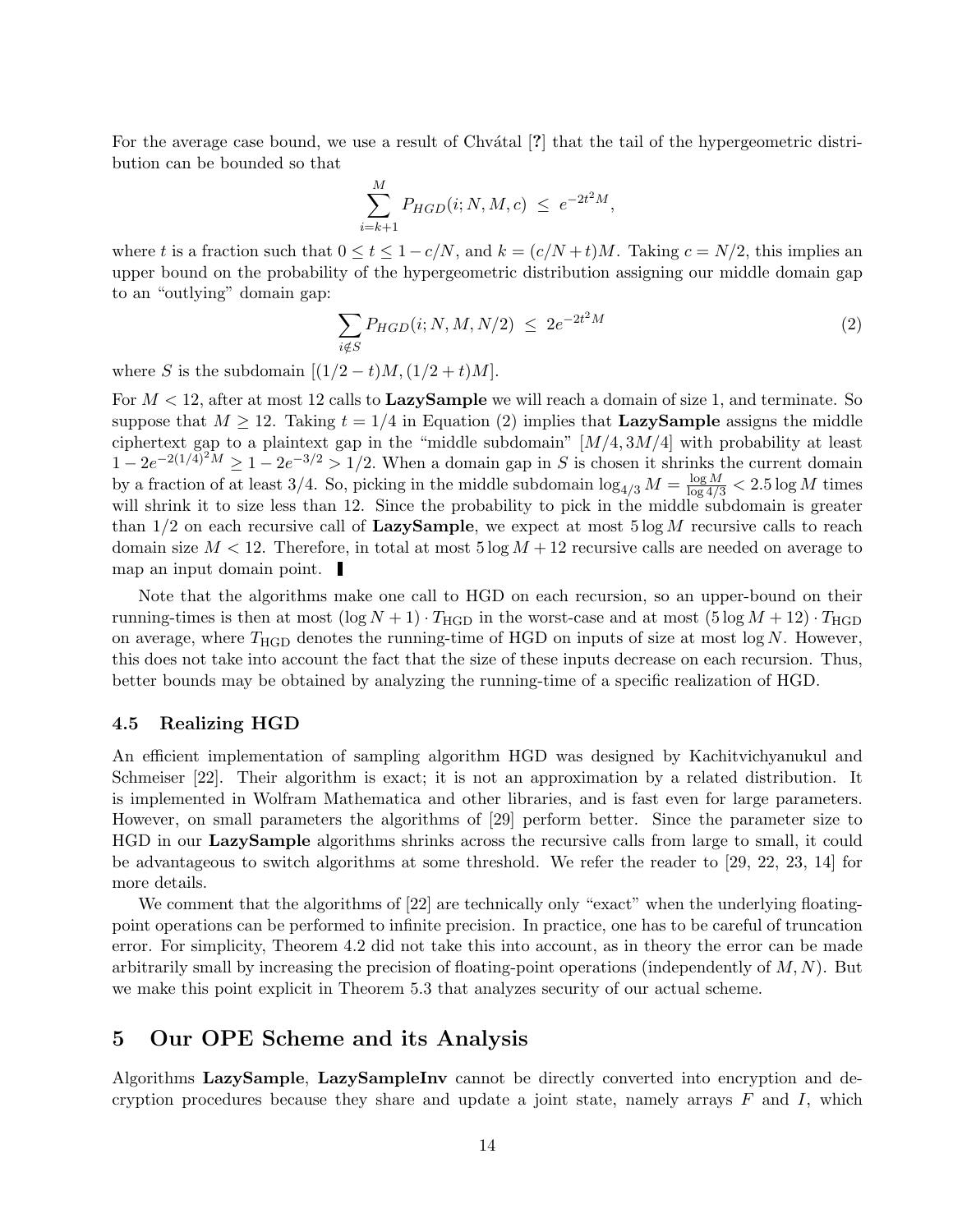For the average case bound, we use a result of Chvátal [?] that the tail of the hypergeometric distribution can be bounded so that

$$\sum_{i=k+1}^{M} P_{HGD}(i; N, M, c) \ \le \ e^{-2t^2 M},$$

where $t$ is a fraction such that $0 \le t \le 1 - c/N$, and $k = (c/N + t)M$. Taking $c = N/2$, this implies an upper bound on the probability of the hypergeometric distribution assigning our middle domain gap to an "outlying" domain gap:

$$\sum_{i \notin S} P_{HGD}(i; N, M, N/2) \ \le \ 2e^{-2t^2 M} \tag{2}$$

where $S$ is the subdomain $[(1/2 - t)M, (1/2 + t)M]$.

For $M < 12$, after at most 12 calls to **LazySample** we will reach a domain of size 1, and terminate. So suppose that $M \ge 12$. Taking $t = 1/4$ in Equation (2) implies that **LazySample** assigns the middle ciphertext gap to a plaintext gap in the "middle subdomain" $[M/4, 3M/4]$ with probability at least $1 - 2e^{-2(1/4)^2 M} \ge 1 - 2e^{-3/2} > 1/2$. When a domain gap in $S$ is chosen it shrinks the current domain by a fraction of at least $3/4$. So, picking in the middle subdomain $\log_{4/3} M = \frac{\log M}{\log 4/3} < 2.5 \log M$ times will shrink it to size less than 12. Since the probability to pick in the middle subdomain is greater than $1/2$ on each recursive call of **LazySample**, we expect at most $5 \log M$ recursive calls to reach domain size $M < 12$. Therefore, in total at most $5 \log M + 12$ recursive calls are needed on average to map an input domain point. ∎

Note that the algorithms make one call to HGD on each recursion, so an upper-bound on their running-times is then at most $(\log N + 1) \cdot T_{\text{HGD}}$ in the worst-case and at most $(5 \log M + 12) \cdot T_{\text{HGD}}$ on average, where $T_{\text{HGD}}$ denotes the running-time of HGD on inputs of size at most $\log N$. However, this does not take into account the fact that the size of these inputs decrease on each recursion. Thus, better bounds may be obtained by analyzing the running-time of a specific realization of HGD.

### 4.5 Realizing HGD

An efficient implementation of sampling algorithm HGD was designed by Kachitvichyanukul and Schmeiser [22]. Their algorithm is exact; it is not an approximation by a related distribution. It is implemented in Wolfram Mathematica and other libraries, and is fast even for large parameters. However, on small parameters the algorithms of [29] perform better. Since the parameter size to HGD in our **LazySample** algorithms shrinks across the recursive calls from large to small, it could be advantageous to switch algorithms at some threshold. We refer the reader to [29, 22, 23, 14] for more details.

We comment that the algorithms of [22] are technically only "exact" when the underlying floating-point operations can be performed to infinite precision. In practice, one has to be careful of truncation error. For simplicity, Theorem 4.2 did not take this into account, as in theory the error can be made arbitrarily small by increasing the precision of floating-point operations (independently of $M, N$). But we make this point explicit in Theorem 5.3 that analyzes security of our actual scheme.

## 5 Our OPE Scheme and its Analysis

Algorithms **LazySample**, **LazySampleInv** cannot be directly converted into encryption and decryption procedures because they share and update a joint state, namely arrays $F$ and $I$, which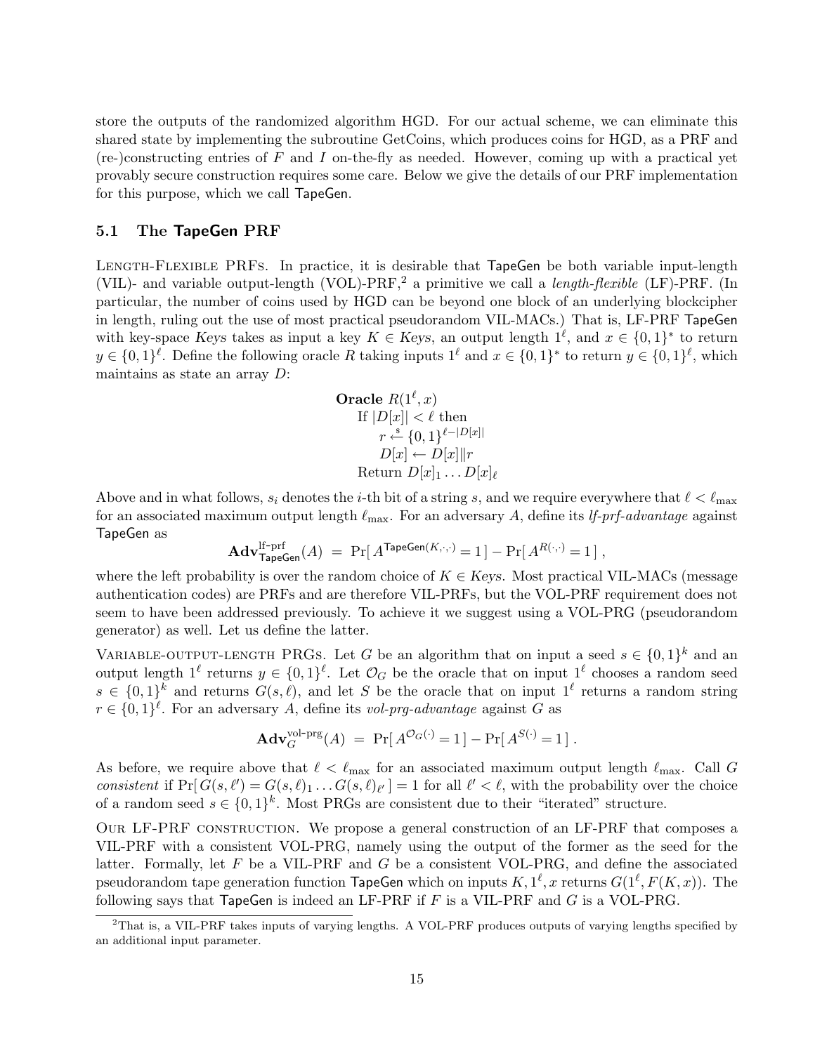store the outputs of the randomized algorithm HGD. For our actual scheme, we can eliminate this shared state by implementing the subroutine GetCoins, which produces coins for HGD, as a PRF and (re-)constructing entries of $F$ and $I$ on-the-fly as needed. However, coming up with a practical yet provably secure construction requires some care. Below we give the details of our PRF implementation for this purpose, which we call TapeGen.

### 5.1 The TapeGen PRF

Length-Flexible PRFs. In practice, it is desirable that TapeGen be both variable input-length (VIL)- and variable output-length (VOL)-PRF,[2] a primitive we call a *length-flexible* (LF)-PRF. (In particular, the number of coins used by HGD can be beyond one block of an underlying blockcipher in length, ruling out the use of most practical pseudorandom VIL-MACs.) That is, LF-PRF TapeGen with key-space *Keys* takes as input a key $K \in \mathit{Keys}$, an output length $1^\ell$, and $x \in \{0,1\}^*$ to return $y \in \{0,1\}^\ell$. Define the following oracle $R$ taking inputs $1^\ell$ and $x \in \{0,1\}^*$ to return $y \in \{0,1\}^\ell$, which maintains as state an array $D$:

$$
\begin{array}{l}
\textbf{Oracle } R(1^\ell, x) \\
\quad \text{If } |D[x]| < \ell \text{ then} \\
\quad\quad r \stackrel{\$}{\leftarrow} \{0,1\}^{\ell - |D[x]|} \\
\quad\quad D[x] \leftarrow D[x] \| r \\
\quad \text{Return } D[x]_1 \ldots D[x]_\ell
\end{array}
$$

Above and in what follows, $s_i$ denotes the $i$-th bit of a string $s$, and we require everywhere that $\ell < \ell_{\max}$ for an associated maximum output length $\ell_{\max}$. For an adversary $A$, define its *lf-prf-advantage* against TapeGen as

$$
\mathbf{Adv}^{\text{lf-prf}}_{\mathsf{TapeGen}}(A) \;=\; \Pr[\, A^{\mathsf{TapeGen}(K,\cdot,\cdot)} = 1\,] - \Pr[\, A^{R(\cdot,\cdot)} = 1\,] \;,
$$

where the left probability is over the random choice of $K \in \mathit{Keys}$. Most practical VIL-MACs (message authentication codes) are PRFs and are therefore VIL-PRFs, but the VOL-PRF requirement does not seem to have been addressed previously. To achieve it we suggest using a VOL-PRG (pseudorandom generator) as well. Let us define the latter.

Variable-output-length PRGs. Let $G$ be an algorithm that on input a seed $s \in \{0,1\}^k$ and an output length $1^\ell$ returns $y \in \{0,1\}^\ell$. Let $\mathcal{O}_G$ be the oracle that on input $1^\ell$ chooses a random seed $s \in \{0,1\}^k$ and returns $G(s,\ell)$, and let $S$ be the oracle that on input $1^\ell$ returns a random string $r \in \{0,1\}^\ell$. For an adversary $A$, define its *vol-prg-advantage* against $G$ as

$$
\mathbf{Adv}^{\text{vol-prg}}_{G}(A) \;=\; \Pr[\, A^{\mathcal{O}_G(\cdot)} = 1\,] - \Pr[\, A^{S(\cdot)} = 1\,] \;.
$$

As before, we require above that $\ell < \ell_{\max}$ for an associated maximum output length $\ell_{\max}$. Call $G$ *consistent* if $\Pr[\, G(s,\ell') = G(s,\ell)_1 \ldots G(s,\ell)_{\ell'}\,] = 1$ for all $\ell' < \ell$, with the probability over the choice of a random seed $s \in \{0,1\}^k$. Most PRGs are consistent due to their "iterated" structure.

Our LF-PRF construction. We propose a general construction of an LF-PRF that composes a VIL-PRF with a consistent VOL-PRG, namely using the output of the former as the seed for the latter. Formally, let $F$ be a VIL-PRF and $G$ be a consistent VOL-PRG, and define the associated pseudorandom tape generation function TapeGen which on inputs $K, 1^\ell, x$ returns $G(1^\ell, F(K,x))$. The following says that TapeGen is indeed an LF-PRF if $F$ is a VIL-PRF and $G$ is a VOL-PRG.

[2] That is, a VIL-PRF takes inputs of varying lengths. A VOL-PRF produces outputs of varying lengths specified by an additional input parameter.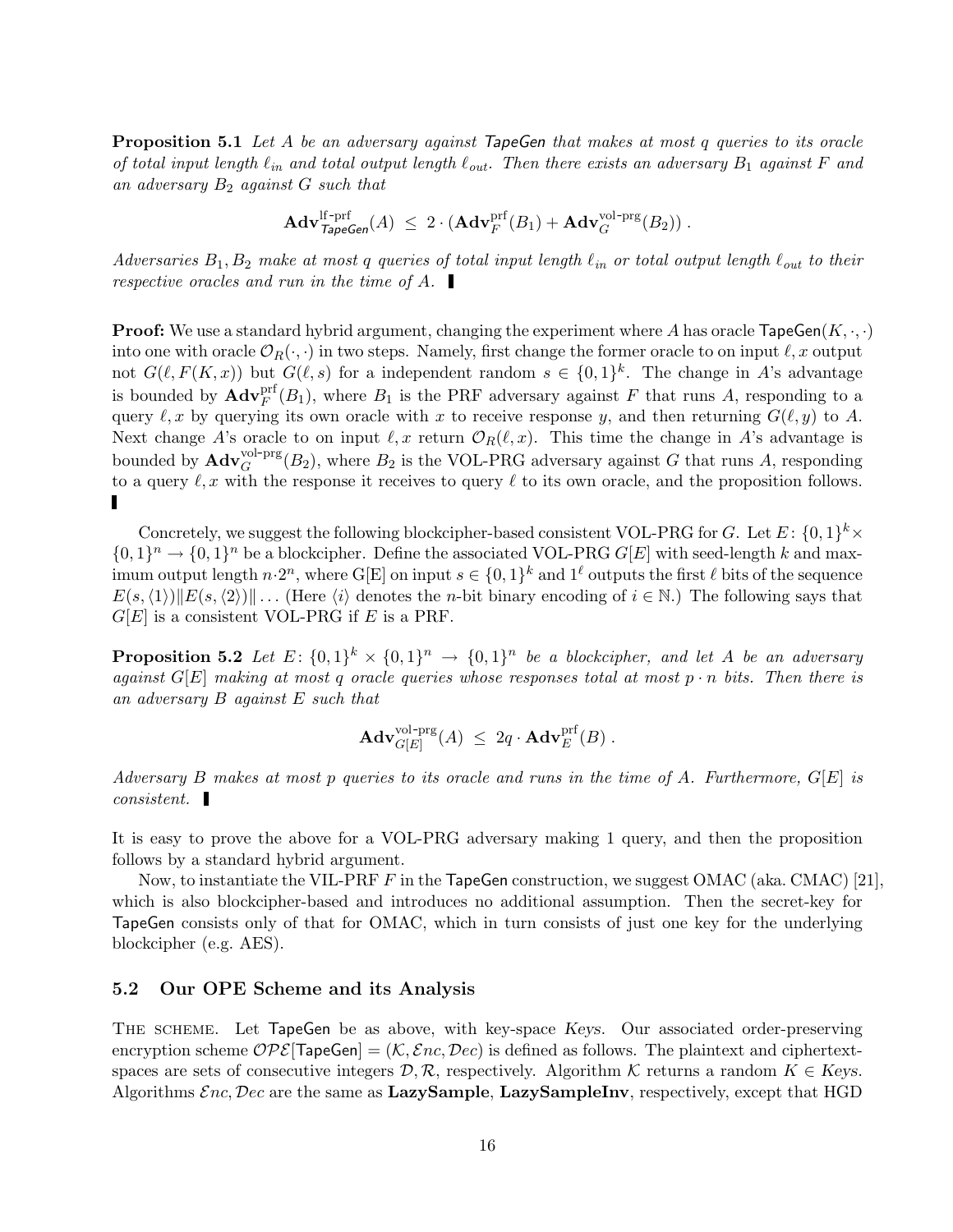**Proposition 5.1** *Let $A$ be an adversary against* $\mathsf{TapeGen}$ *that makes at most $q$ queries to its oracle of total input length $\ell_{in}$ and total output length $\ell_{out}$. Then there exists an adversary $B_1$ against $F$ and an adversary $B_2$ against $G$ such that*

$$\mathbf{Adv}^{\text{lf-prf}}_{\mathsf{TapeGen}}(A) \ \leq \ 2 \cdot (\mathbf{Adv}^{\text{prf}}_{F}(B_1) + \mathbf{Adv}^{\text{vol-prg}}_{G}(B_2)) \, .$$

*Adversaries $B_1, B_2$ make at most $q$ queries of total input length $\ell_{in}$ or total output length $\ell_{out}$ to their respective oracles and run in the time of $A$.* ∎

**Proof:** We use a standard hybrid argument, changing the experiment where $A$ has oracle $\mathsf{TapeGen}(K, \cdot, \cdot)$ into one with oracle $\mathcal{O}_R(\cdot, \cdot)$ in two steps. Namely, first change the former oracle to on input $\ell, x$ output not $G(\ell, F(K, x))$ but $G(\ell, s)$ for a independent random $s \in \{0,1\}^k$. The change in $A$'s advantage is bounded by $\mathbf{Adv}^{\text{prf}}_{F}(B_1)$, where $B_1$ is the PRF adversary against $F$ that runs $A$, responding to a query $\ell, x$ by querying its own oracle with $x$ to receive response $y$, and then returning $G(\ell, y)$ to $A$. Next change $A$'s oracle to on input $\ell, x$ return $\mathcal{O}_R(\ell, x)$. This time the change in $A$'s advantage is bounded by $\mathbf{Adv}^{\text{vol-prg}}_{G}(B_2)$, where $B_2$ is the VOL-PRG adversary against $G$ that runs $A$, responding to a query $\ell, x$ with the response it receives to query $\ell$ to its own oracle, and the proposition follows. ∎

Concretely, we suggest the following blockcipher-based consistent VOL-PRG for $G$. Let $E \colon \{0,1\}^k \times \{0,1\}^n \to \{0,1\}^n$ be a blockcipher. Define the associated VOL-PRG $G[E]$ with seed-length $k$ and maximum output length $n \cdot 2^n$, where G[E] on input $s \in \{0,1\}^k$ and $1^\ell$ outputs the first $\ell$ bits of the sequence $E(s, \langle 1 \rangle) \| E(s, \langle 2 \rangle) \| \ldots$ (Here $\langle i \rangle$ denotes the $n$-bit binary encoding of $i \in \mathbb{N}$.) The following says that $G[E]$ is a consistent VOL-PRG if $E$ is a PRF.

**Proposition 5.2** *Let $E \colon \{0,1\}^k \times \{0,1\}^n \to \{0,1\}^n$ be a blockcipher, and let $A$ be an adversary against $G[E]$ making at most $q$ oracle queries whose responses total at most $p \cdot n$ bits. Then there is an adversary $B$ against $E$ such that*

$$\mathbf{Adv}^{\text{vol-prg}}_{G[E]}(A) \ \leq \ 2q \cdot \mathbf{Adv}^{\text{prf}}_{E}(B) \, .$$

*Adversary $B$ makes at most $p$ queries to its oracle and runs in the time of $A$. Furthermore, $G[E]$ is consistent.* ∎

It is easy to prove the above for a VOL-PRG adversary making 1 query, and then the proposition follows by a standard hybrid argument.

Now, to instantiate the VIL-PRF $F$ in the $\mathsf{TapeGen}$ construction, we suggest OMAC (aka. CMAC) [21], which is also blockcipher-based and introduces no additional assumption. Then the secret-key for $\mathsf{TapeGen}$ consists only of that for OMAC, which in turn consists of just one key for the underlying blockcipher (e.g. AES).

### 5.2 Our OPE Scheme and its Analysis

The scheme. Let $\mathsf{TapeGen}$ be as above, with key-space *Keys*. Our associated order-preserving encryption scheme $\mathcal{OPE}[\mathsf{TapeGen}] = (\mathcal{K}, \mathcal{E}nc, \mathcal{D}ec)$ is defined as follows. The plaintext and ciphertext-spaces are sets of consecutive integers $\mathcal{D}, \mathcal{R}$, respectively. Algorithm $\mathcal{K}$ returns a random $K \in$ *Keys*. Algorithms $\mathcal{E}nc, \mathcal{D}ec$ are the same as **LazySample**, **LazySampleInv**, respectively, except that HGD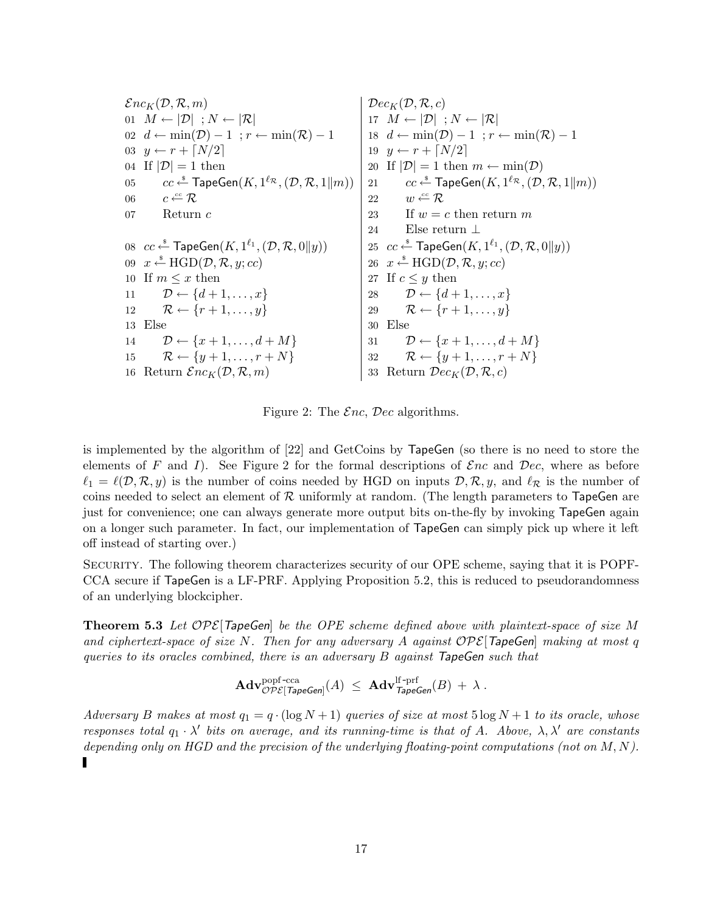```
EncK(D, R, m)                                        | DecK(D, R, c)
01 M ← |D| ; N ← |R|                                 | 17 M ← |D| ; N ← |R|
02 d ← min(D) − 1 ; r ← min(R) − 1                   | 18 d ← min(D) − 1 ; r ← min(R) − 1
03 y ← r + ⌈N/2⌉                                     | 19 y ← r + ⌈N/2⌉
04 If |D| = 1 then                                   | 20 If |D| = 1 then m ← min(D)
05     cc ←$ TapeGen(K, 1^{ℓ_R}, (D, R, 1‖m))        | 21     cc ←$ TapeGen(K, 1^{ℓ_R}, (D, R, 1‖m))
06     c ←cc R                                       | 22     w ←cc R
07     Return c                                      | 23     If w = c then return m
                                                     | 24     Else return ⊥
08 cc ←$ TapeGen(K, 1^{ℓ_1}, (D, R, 0‖y))            | 25 cc ←$ TapeGen(K, 1^{ℓ_1}, (D, R, 0‖y))
09 x ←$ HGD(D, R, y; cc)                             | 26 x ←$ HGD(D, R, y; cc)
10 If m ≤ x then                                     | 27 If c ≤ y then
11     D ← {d + 1, . . . , x}                        | 28     D ← {d + 1, . . . , x}
12     R ← {r + 1, . . . , y}                        | 29     R ← {r + 1, . . . , y}
13 Else                                              | 30 Else
14     D ← {x + 1, . . . , d + M}                    | 31     D ← {x + 1, . . . , d + M}
15     R ← {y + 1, . . . , r + N}                    | 32     R ← {y + 1, . . . , r + N}
16 Return EncK(D, R, m)                              | 33 Return DecK(D, R, c)
```

Figure 2: The $\mathcal{E}nc$, $\mathcal{D}ec$ algorithms.

is implemented by the algorithm of [22] and GetCoins by TapeGen (so there is no need to store the elements of $F$ and $I$). See Figure 2 for the formal descriptions of $\mathcal{E}nc$ and $\mathcal{D}ec$, where as before $\ell_1 = \ell(\mathcal{D}, \mathcal{R}, y)$ is the number of coins needed by HGD on inputs $\mathcal{D}, \mathcal{R}, y$, and $\ell_{\mathcal{R}}$ is the number of coins needed to select an element of $\mathcal{R}$ uniformly at random. (The length parameters to TapeGen are just for convenience; one can always generate more output bits on-the-fly by invoking TapeGen again on a longer such parameter. In fact, our implementation of TapeGen can simply pick up where it left off instead of starting over.)

Security. The following theorem characterizes security of our OPE scheme, saying that it is POPF-CCA secure if TapeGen is a LF-PRF. Applying Proposition 5.2, this is reduced to pseudorandomness of an underlying blockcipher.

**Theorem 5.3** *Let $\mathcal{OPE}[\mathsf{TapeGen}]$ be the OPE scheme defined above with plaintext-space of size $M$ and ciphertext-space of size $N$. Then for any adversary $A$ against $\mathcal{OPE}[\mathsf{TapeGen}]$ making at most $q$ queries to its oracles combined, there is an adversary $B$ against TapeGen such that*

$$\mathbf{Adv}^{\text{popf-cca}}_{\mathcal{OPE}[\mathsf{TapeGen}]}(A) \;\leq\; \mathbf{Adv}^{\text{lf-prf}}_{\mathsf{TapeGen}}(B) \;+\; \lambda\,.$$

*Adversary $B$ makes at most $q_1 = q \cdot (\log N + 1)$ queries of size at most $5 \log N + 1$ to its oracle, whose responses total $q_1 \cdot \lambda'$ bits on average, and its running-time is that of $A$. Above, $\lambda, \lambda'$ are constants depending only on HGD and the precision of the underlying floating-point computations (not on $M, N$).*

∎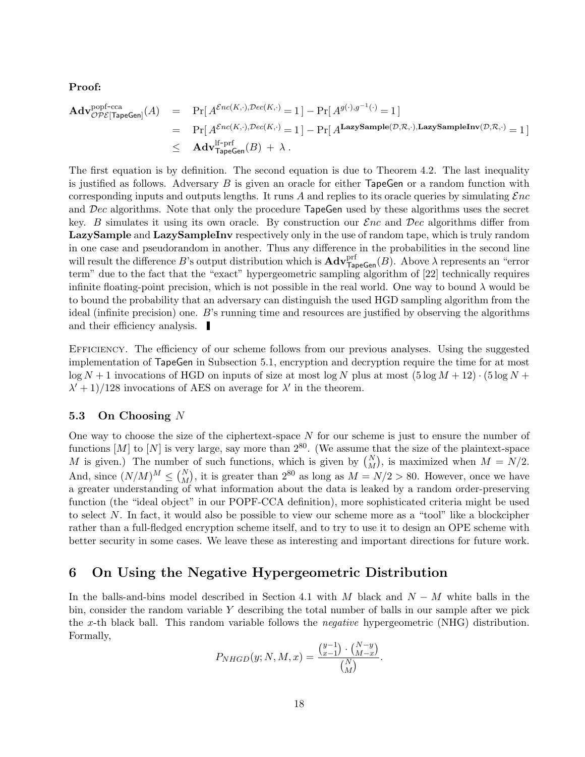**Proof:**

$$
\begin{aligned}
\mathbf{Adv}^{\text{popf-cca}}_{\mathcal{OPE}[\mathsf{TapeGen}]}(A) &= \Pr[\, A^{\mathcal{E}nc(K,\cdot),\mathcal{D}ec(K,\cdot)} = 1\,] - \Pr[\, A^{g(\cdot),g^{-1}(\cdot)} = 1\,] \\
&= \Pr[\, A^{\mathcal{E}nc(K,\cdot),\mathcal{D}ec(K,\cdot)} = 1\,] - \Pr[\, A^{\mathbf{LazySample}(\mathcal{D},\mathcal{R},\cdot),\mathbf{LazySampleInv}(\mathcal{D},\mathcal{R},\cdot)} = 1\,] \\
&\leq \mathbf{Adv}^{\text{lf-prf}}_{\mathsf{TapeGen}}(B) \;+\; \lambda\;.
\end{aligned}
$$

The first equation is by definition. The second equation is due to Theorem 4.2. The last inequality is justified as follows. Adversary $B$ is given an oracle for either TapeGen or a random function with corresponding inputs and outputs lengths. It runs $A$ and replies to its oracle queries by simulating $\mathcal{E}nc$ and $\mathcal{D}ec$ algorithms. Note that only the procedure TapeGen used by these algorithms uses the secret key. $B$ simulates it using its own oracle. By construction our $\mathcal{E}nc$ and $\mathcal{D}ec$ algorithms differ from **LazySample** and **LazySampleInv** respectively only in the use of random tape, which is truly random in one case and pseudorandom in another. Thus any difference in the probabilities in the second line will result the difference $B$'s output distribution which is $\mathbf{Adv}^{\text{prf}}_{\mathsf{TapeGen}}(B)$. Above $\lambda$ represents an "error term" due to the fact that the "exact" hypergeometric sampling algorithm of [22] technically requires infinite floating-point precision, which is not possible in the real world. One way to bound $\lambda$ would be to bound the probability that an adversary can distinguish the used HGD sampling algorithm from the ideal (infinite precision) one. $B$'s running time and resources are justified by observing the algorithms and their efficiency analysis. ∎

Efficiency. The efficiency of our scheme follows from our previous analyses. Using the suggested implementation of TapeGen in Subsection 5.1, encryption and decryption require the time for at most $\log N + 1$ invocations of HGD on inputs of size at most $\log N$ plus at most $(5 \log M + 12) \cdot (5 \log N + \lambda' + 1)/128$ invocations of AES on average for $\lambda'$ in the theorem.

### 5.3 On Choosing $N$

One way to choose the size of the ciphertext-space $N$ for our scheme is just to ensure the number of functions $[M]$ to $[N]$ is very large, say more than $2^{80}$. (We assume that the size of the plaintext-space $M$ is given.) The number of such functions, which is given by $\binom{N}{M}$, is maximized when $M = N/2$. And, since $(N/M)^M \leq \binom{N}{M}$, it is greater than $2^{80}$ as long as $M = N/2 > 80$. However, once we have a greater understanding of what information about the data is leaked by a random order-preserving function (the "ideal object" in our POPF-CCA definition), more sophisticated criteria might be used to select $N$. In fact, it would also be possible to view our scheme more as a "tool" like a blockcipher rather than a full-fledged encryption scheme itself, and to try to use it to design an OPE scheme with better security in some cases. We leave these as interesting and important directions for future work.

## 6 On Using the Negative Hypergeometric Distribution

In the balls-and-bins model described in Section 4.1 with $M$ black and $N - M$ white balls in the bin, consider the random variable $Y$ describing the total number of balls in our sample after we pick the $x$-th black ball. This random variable follows the *negative* hypergeometric (NHG) distribution. Formally,

$$
P_{NHGD}(y; N, M, x) = \frac{\binom{y-1}{x-1} \cdot \binom{N-y}{M-x}}{\binom{N}{M}}.
$$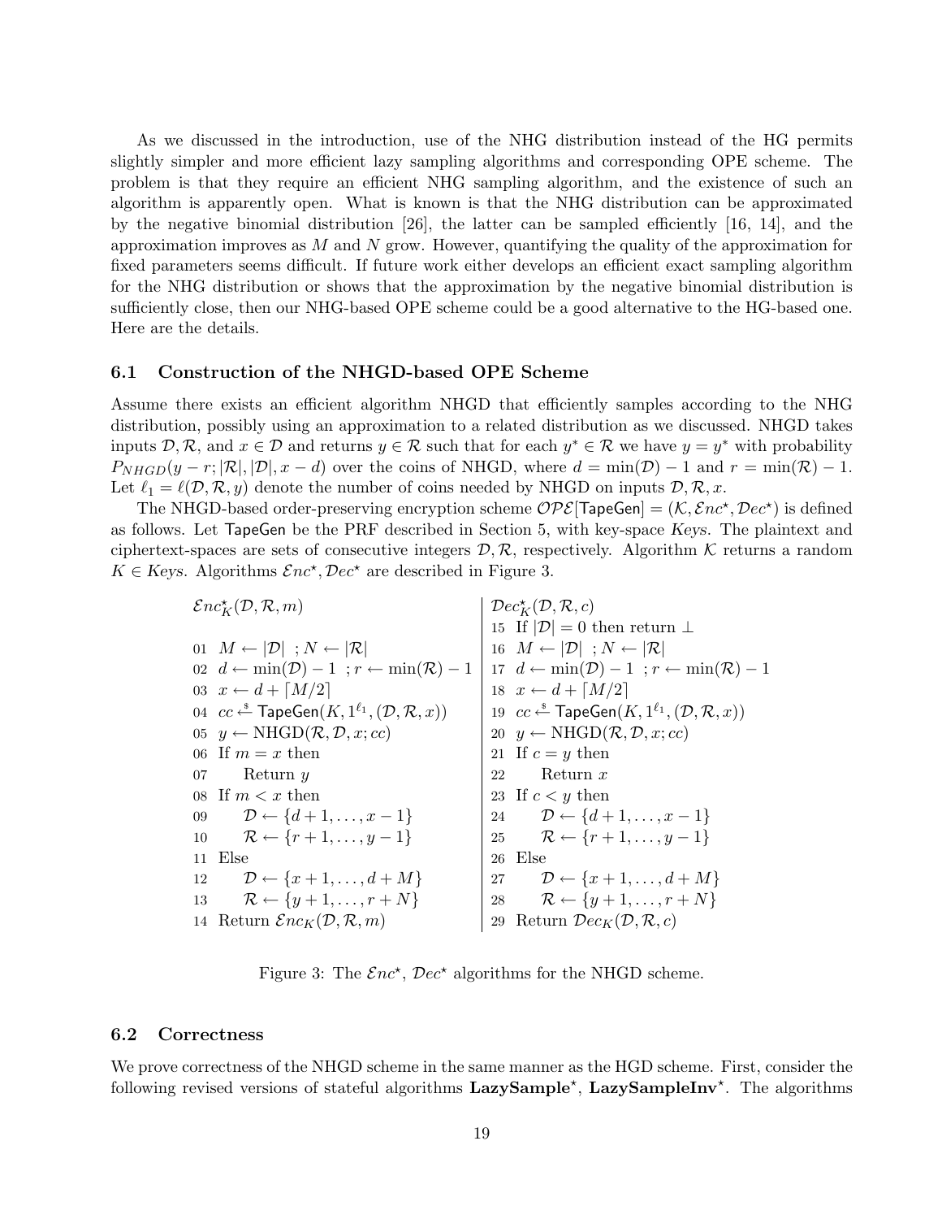As we discussed in the introduction, use of the NHG distribution instead of the HG permits slightly simpler and more efficient lazy sampling algorithms and corresponding OPE scheme. The problem is that they require an efficient NHG sampling algorithm, and the existence of such an algorithm is apparently open. What is known is that the NHG distribution can be approximated by the negative binomial distribution [26], the latter can be sampled efficiently [16, 14], and the approximation improves as $M$ and $N$ grow. However, quantifying the quality of the approximation for fixed parameters seems difficult. If future work either develops an efficient exact sampling algorithm for the NHG distribution or shows that the approximation by the negative binomial distribution is sufficiently close, then our NHG-based OPE scheme could be a good alternative to the HG-based one. Here are the details.

### 6.1 Construction of the NHGD-based OPE Scheme

Assume there exists an efficient algorithm NHGD that efficiently samples according to the NHG distribution, possibly using an approximation to a related distribution as we discussed. NHGD takes inputs $\mathcal{D}, \mathcal{R}$, and $x \in \mathcal{D}$ and returns $y \in \mathcal{R}$ such that for each $y^* \in \mathcal{R}$ we have $y = y^*$ with probability $P_{NHGD}(y - r; |\mathcal{R}|, |\mathcal{D}|, x - d)$ over the coins of NHGD, where $d = \min(\mathcal{D}) - 1$ and $r = \min(\mathcal{R}) - 1$. Let $\ell_1 = \ell(\mathcal{D}, \mathcal{R}, y)$ denote the number of coins needed by NHGD on inputs $\mathcal{D}, \mathcal{R}, x$.

The NHGD-based order-preserving encryption scheme $\mathcal{OPE}[\mathsf{TapeGen}] = (\mathcal{K}, \mathcal{E}nc^\star, \mathcal{D}ec^\star)$ is defined as follows. Let $\mathsf{TapeGen}$ be the PRF described in Section 5, with key-space *Keys*. The plaintext and ciphertext-spaces are sets of consecutive integers $\mathcal{D}, \mathcal{R}$, respectively. Algorithm $\mathcal{K}$ returns a random $K \in$ *Keys*. Algorithms $\mathcal{E}nc^\star, \mathcal{D}ec^\star$ are described in Figure 3.

```
Enc*_K(D, R, m)
01  M ← |D| ; N ← |R|
02  d ← min(D) − 1 ; r ← min(R) − 1
03  x ← d + ⌈M/2⌉
04  cc ←$ TapeGen(K, 1^ℓ1, (D, R, x))
05  y ← NHGD(R, D, x; cc)
06  If m = x then
07      Return y
08  If m < x then
09      D ← {d + 1, . . . , x − 1}
10      R ← {r + 1, . . . , y − 1}
11  Else
12      D ← {x + 1, . . . , d + M}
13      R ← {y + 1, . . . , r + N}
14  Return Enc_K(D, R, m)
```

```
Dec*_K(D, R, c)
15  If |D| = 0 then return ⊥
16  M ← |D| ; N ← |R|
17  d ← min(D) − 1 ; r ← min(R) − 1
18  x ← d + ⌈M/2⌉
19  cc ←$ TapeGen(K, 1^ℓ1, (D, R, x))
20  y ← NHGD(R, D, x; cc)
21  If c = y then
22      Return x
23  If c < y then
24      D ← {d + 1, . . . , x − 1}
25      R ← {r + 1, . . . , y − 1}
26  Else
27      D ← {x + 1, . . . , d + M}
28      R ← {y + 1, . . . , r + N}
29  Return Dec_K(D, R, c)
```

Figure 3: The $\mathcal{E}nc^\star$, $\mathcal{D}ec^\star$ algorithms for the NHGD scheme.

### 6.2 Correctness

We prove correctness of the NHGD scheme in the same manner as the HGD scheme. First, consider the following revised versions of stateful algorithms **LazySample**$^\star$, **LazySampleInv**$^\star$. The algorithms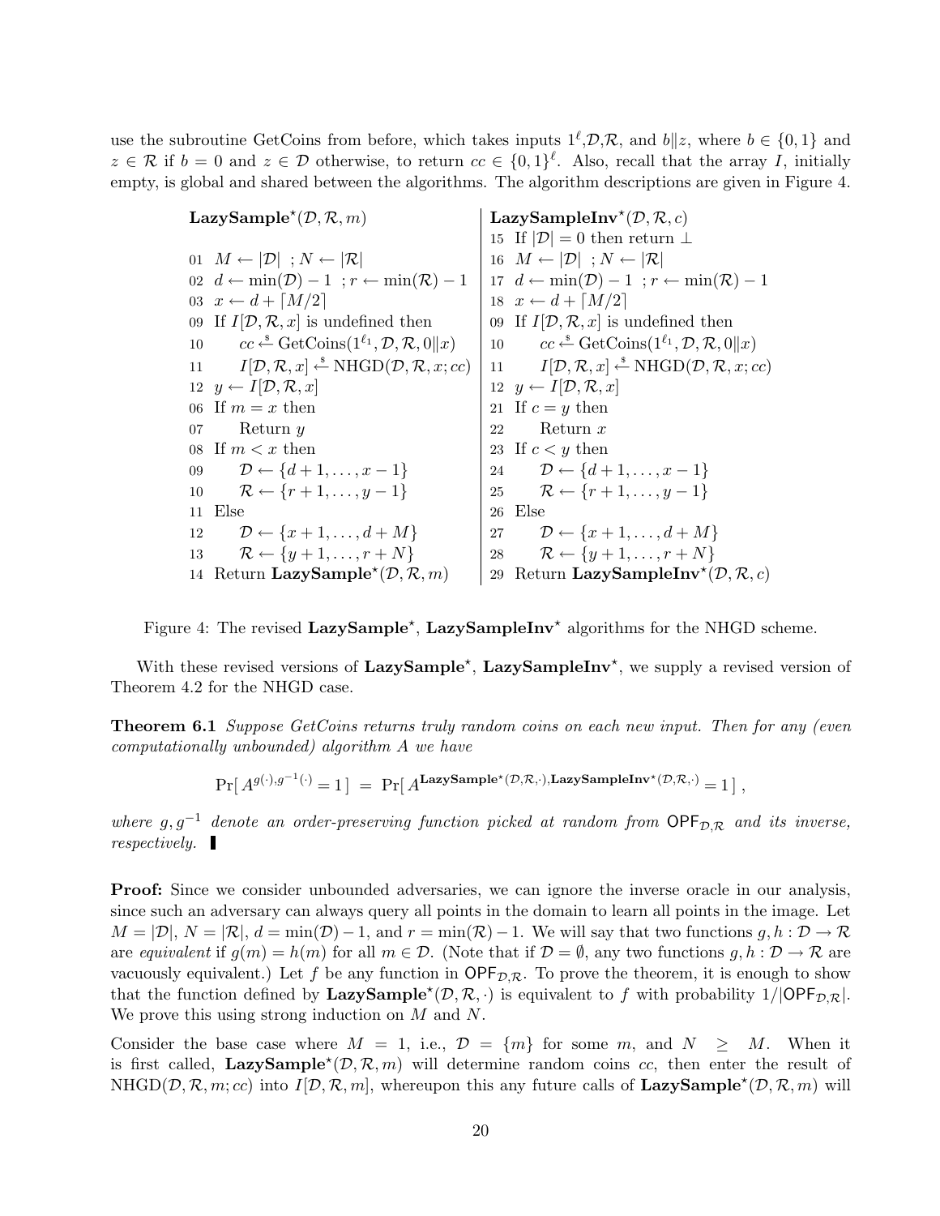use the subroutine GetCoins from before, which takes inputs $1^\ell$,$\mathcal{D}$,$\mathcal{R}$, and $b\|z$, where $b \in \{0,1\}$ and $z \in \mathcal{R}$ if $b = 0$ and $z \in \mathcal{D}$ otherwise, to return $cc \in \{0,1\}^\ell$. Also, recall that the array $I$, initially empty, is global and shared between the algorithms. The algorithm descriptions are given in Figure 4.

```
LazySample*(D, R, m)                              | LazySampleInv*(D, R, c)
                                                  | 15 If |D| = 0 then return ⊥
01 M ← |D| ; N ← |R|                               | 16 M ← |D| ; N ← |R|
02 d ← min(D) − 1 ; r ← min(R) − 1                 | 17 d ← min(D) − 1 ; r ← min(R) − 1
03 x ← d + ⌈M/2⌉                                   | 18 x ← d + ⌈M/2⌉
09 If I[D, R, x] is undefined then                 | 09 If I[D, R, x] is undefined then
10     cc ←$ GetCoins(1^ℓ1, D, R, 0||x)            | 10     cc ←$ GetCoins(1^ℓ1, D, R, 0||x)
11     I[D, R, x] ←$ NHGD(D, R, x; cc)             | 11     I[D, R, x] ←$ NHGD(D, R, x; cc)
12 y ← I[D, R, x]                                  | 12 y ← I[D, R, x]
06 If m = x then                                   | 21 If c = y then
07     Return y                                    | 22     Return x
08 If m < x then                                   | 23 If c < y then
09     D ← {d + 1, . . . , x − 1}                  | 24     D ← {d + 1, . . . , x − 1}
10     R ← {r + 1, . . . , y − 1}                  | 25     R ← {r + 1, . . . , y − 1}
11 Else                                            | 26 Else
12     D ← {x + 1, . . . , d + M}                  | 27     D ← {x + 1, . . . , d + M}
13     R ← {y + 1, . . . , r + N}                  | 28     R ← {y + 1, . . . , r + N}
14 Return LazySample*(D, R, m)                     | 29 Return LazySampleInv*(D, R, c)
```

Figure 4: The revised **LazySample**$^\star$, **LazySampleInv**$^\star$ algorithms for the NHGD scheme.

With these revised versions of **LazySample**$^\star$, **LazySampleInv**$^\star$, we supply a revised version of Theorem 4.2 for the NHGD case.

**Theorem 6.1** *Suppose GetCoins returns truly random coins on each new input. Then for any (even computationally unbounded) algorithm A we have*

$$\Pr[\, A^{g(\cdot),g^{-1}(\cdot)} = 1\,] \;=\; \Pr[\, A^{\mathbf{LazySample}^\star(\mathcal{D},\mathcal{R},\cdot),\mathbf{LazySampleInv}^\star(\mathcal{D},\mathcal{R},\cdot)} = 1\,]\,,$$

*where $g, g^{-1}$ denote an order-preserving function picked at random from $\mathsf{OPF}_{\mathcal{D},\mathcal{R}}$ and its inverse, respectively.* ▮

**Proof:** Since we consider unbounded adversaries, we can ignore the inverse oracle in our analysis, since such an adversary can always query all points in the domain to learn all points in the image. Let $M = |\mathcal{D}|$, $N = |\mathcal{R}|$, $d = \min(\mathcal{D}) - 1$, and $r = \min(\mathcal{R}) - 1$. We will say that two functions $g, h : \mathcal{D} \to \mathcal{R}$ are *equivalent* if $g(m) = h(m)$ for all $m \in \mathcal{D}$. (Note that if $\mathcal{D} = \emptyset$, any two functions $g, h : \mathcal{D} \to \mathcal{R}$ are vacuously equivalent.) Let $f$ be any function in $\mathsf{OPF}_{\mathcal{D},\mathcal{R}}$. To prove the theorem, it is enough to show that the function defined by **LazySample**$^\star(\mathcal{D},\mathcal{R},\cdot)$ is equivalent to $f$ with probability $1/|\mathsf{OPF}_{\mathcal{D},\mathcal{R}}|$. We prove this using strong induction on $M$ and $N$.

Consider the base case where $M = 1$, i.e., $\mathcal{D} = \{m\}$ for some $m$, and $N \geq M$. When it is first called, **LazySample**$^\star(\mathcal{D},\mathcal{R},m)$ will determine random coins $cc$, then enter the result of $\mathrm{NHGD}(\mathcal{D},\mathcal{R},m;cc)$ into $I[\mathcal{D},\mathcal{R},m]$, whereupon this any future calls of **LazySample**$^\star(\mathcal{D},\mathcal{R},m)$ will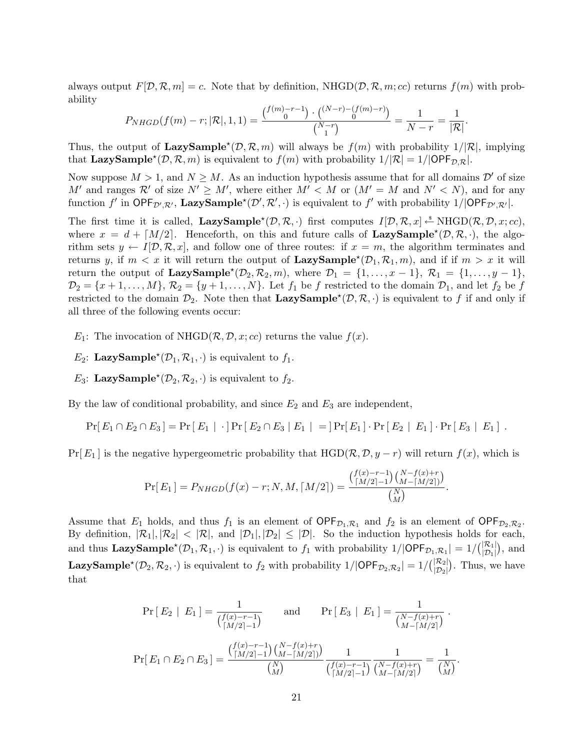always output $F[\mathcal{D}, \mathcal{R}, m] = c$. Note that by definition, NHGD$(\mathcal{D}, \mathcal{R}, m; cc)$ returns $f(m)$ with probability

$$P_{NHGD}(f(m) - r; |\mathcal{R}|, 1, 1) = \frac{\binom{f(m)-r-1}{0} \cdot \binom{(N-r)-(f(m)-r)}{0}}{\binom{N-r}{1}} = \frac{1}{N-r} = \frac{1}{|\mathcal{R}|}.$$

Thus, the output of **LazySample**$^\star(\mathcal{D}, \mathcal{R}, m)$ will always be $f(m)$ with probability $1/|\mathcal{R}|$, implying that **LazySample**$^\star(\mathcal{D}, \mathcal{R}, m)$ is equivalent to $f(m)$ with probability $1/|\mathcal{R}| = 1/|\mathsf{OPF}_{\mathcal{D},\mathcal{R}}|$.

Now suppose $M > 1$, and $N \geq M$. As an induction hypothesis assume that for all domains $\mathcal{D}'$ of size $M'$ and ranges $\mathcal{R}'$ of size $N' \geq M'$, where either $M' < M$ or ($M' = M$ and $N' < N$), and for any function $f'$ in $\mathsf{OPF}_{\mathcal{D}',\mathcal{R}'}$, **LazySample**$^\star(\mathcal{D}', \mathcal{R}', \cdot)$ is equivalent to $f'$ with probability $1/|\mathsf{OPF}_{\mathcal{D}',\mathcal{R}'}|$.

The first time it is called, **LazySample**$^\star(\mathcal{D}, \mathcal{R}, \cdot)$ first computes $I[\mathcal{D}, \mathcal{R}, x] \xleftarrow{\$} \text{NHGD}(\mathcal{R}, \mathcal{D}, x; cc)$, where $x = d + \lceil M/2 \rceil$. Henceforth, on this and future calls of **LazySample**$^\star(\mathcal{D}, \mathcal{R}, \cdot)$, the algorithm sets $y \leftarrow I[\mathcal{D}, \mathcal{R}, x]$, and follow one of three routes: if $x = m$, the algorithm terminates and returns $y$, if $m < x$ it will return the output of **LazySample**$^\star(\mathcal{D}_1, \mathcal{R}_1, m)$, and if if $m > x$ it will return the output of **LazySample**$^\star(\mathcal{D}_2, \mathcal{R}_2, m)$, where $\mathcal{D}_1 = \{1, \ldots, x-1\}$, $\mathcal{R}_1 = \{1, \ldots, y-1\}$, $\mathcal{D}_2 = \{x+1, \ldots, M\}$, $\mathcal{R}_2 = \{y+1, \ldots, N\}$. Let $f_1$ be $f$ restricted to the domain $\mathcal{D}_1$, and let $f_2$ be $f$ restricted to the domain $\mathcal{D}_2$. Note then that **LazySample**$^\star(\mathcal{D}, \mathcal{R}, \cdot)$ is equivalent to $f$ if and only if all three of the following events occur:

- $E_1$: The invocation of NHGD$(\mathcal{R}, \mathcal{D}, x; cc)$ returns the value $f(x)$.
- $E_2$: **LazySample**$^\star(\mathcal{D}_1, \mathcal{R}_1, \cdot)$ is equivalent to $f_1$.
- $E_3$: **LazySample**$^\star(\mathcal{D}_2, \mathcal{R}_2, \cdot)$ is equivalent to $f_2$.

By the law of conditional probability, and since $E_2$ and $E_3$ are independent,

$$\Pr[\, E_1 \cap E_2 \cap E_3 \,] = \Pr[\, E_1 \mid \cdot \,] \Pr[\, E_2 \cap E_3 \mid E_1 \mid = \,] \Pr[\, E_1 \,] \cdot \Pr[\, E_2 \mid E_1 \,] \cdot \Pr[\, E_3 \mid E_1 \,] \;.$$

$\Pr[\, E_1 \,]$ is the negative hypergeometric probability that HGD$(\mathcal{R}, \mathcal{D}, y - r)$ will return $f(x)$, which is

$$\Pr[\, E_1 \,] = P_{NHGD}(f(x) - r; N, M, \lceil M/2 \rceil) = \frac{\binom{f(x)-r-1}{\lceil M/2 \rceil - 1}\binom{N-f(x)+r}{M-\lceil M/2 \rceil)}}{\binom{N}{M}}.$$

Assume that $E_1$ holds, and thus $f_1$ is an element of $\mathsf{OPF}_{\mathcal{D}_1,\mathcal{R}_1}$ and $f_2$ is an element of $\mathsf{OPF}_{\mathcal{D}_2,\mathcal{R}_2}$. By definition, $|\mathcal{R}_1|, |\mathcal{R}_2| < |\mathcal{R}|$, and $|\mathcal{D}_1|, |\mathcal{D}_2| \leq |\mathcal{D}|$. So the induction hypothesis holds for each, and thus **LazySample**$^\star(\mathcal{D}_1, \mathcal{R}_1, \cdot)$ is equivalent to $f_1$ with probability $1/|\mathsf{OPF}_{\mathcal{D}_1,\mathcal{R}_1}| = 1/\binom{|\mathcal{R}_1|}{|\mathcal{D}_1|}$, and **LazySample**$^\star(\mathcal{D}_2, \mathcal{R}_2, \cdot)$ is equivalent to $f_2$ with probability $1/|\mathsf{OPF}_{\mathcal{D}_2,\mathcal{R}_2}| = 1/\binom{|\mathcal{R}_2|}{|\mathcal{D}_2|}$. Thus, we have that

$$\Pr[\, E_2 \mid E_1 \,] = \frac{1}{\binom{f(x)-r-1}{\lceil M/2 \rceil - 1}} \qquad \text{and} \qquad \Pr[\, E_3 \mid E_1 \,] = \frac{1}{\binom{N-f(x)+r}{M-\lceil M/2 \rceil}} \;.$$

$$\Pr[\, E_1 \cap E_2 \cap E_3 \,] = \frac{\binom{f(x)-r-1}{\lceil M/2 \rceil - 1}\binom{N-f(x)+r}{M-\lceil M/2 \rceil)}}{\binom{N}{M}} \frac{1}{\binom{f(x)-r-1}{\lceil M/2 \rceil - 1}} \frac{1}{\binom{N-f(x)+r}{M-\lceil M/2 \rceil}} = \frac{1}{\binom{N}{M}}.$$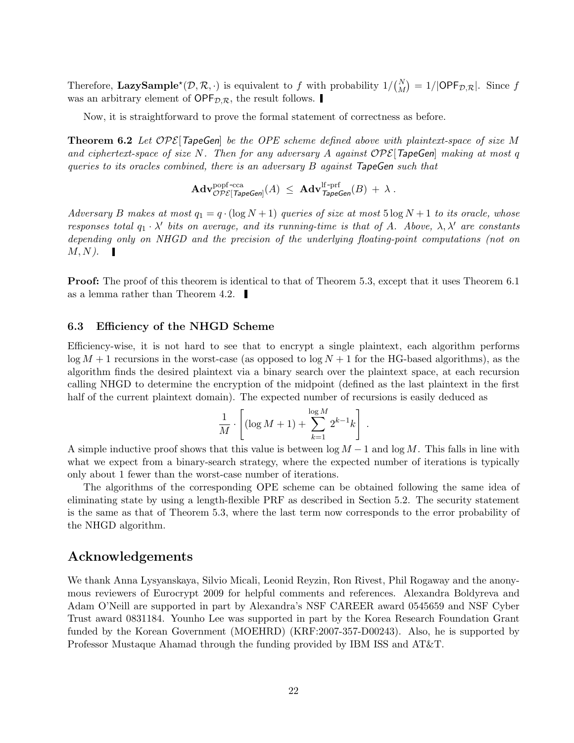Therefore, **LazySample**$^\star(\mathcal{D}, \mathcal{R}, \cdot)$ is equivalent to $f$ with probability $1/\binom{N}{M} = 1/|\mathsf{OPF}_{\mathcal{D},\mathcal{R}}|$. Since $f$ was an arbitrary element of $\mathsf{OPF}_{\mathcal{D},\mathcal{R}}$, the result follows. ▌

Now, it is straightforward to prove the formal statement of correctness as before.

**Theorem 6.2** *Let $\mathcal{OPE}[\mathsf{TapeGen}]$ be the OPE scheme defined above with plaintext-space of size $M$ and ciphertext-space of size $N$. Then for any adversary $A$ against $\mathcal{OPE}[\mathsf{TapeGen}]$ making at most $q$ queries to its oracles combined, there is an adversary $B$ against* TapeGen *such that*

$$\mathbf{Adv}^{\text{popf-cca}}_{\mathcal{OPE}[\mathsf{TapeGen}]}(A) \;\leq\; \mathbf{Adv}^{\text{lf-prf}}_{\mathsf{TapeGen}}(B) \;+\; \lambda \,.$$

*Adversary $B$ makes at most $q_1 = q \cdot (\log N + 1)$ queries of size at most $5 \log N + 1$ to its oracle, whose responses total $q_1 \cdot \lambda'$ bits on average, and its running-time is that of $A$. Above, $\lambda, \lambda'$ are constants depending only on NHGD and the precision of the underlying floating-point computations (not on $M, N$).* ▌

**Proof:** The proof of this theorem is identical to that of Theorem 5.3, except that it uses Theorem 6.1 as a lemma rather than Theorem 4.2. ▌

### 6.3 Efficiency of the NHGD Scheme

Efficiency-wise, it is not hard to see that to encrypt a single plaintext, each algorithm performs $\log M + 1$ recursions in the worst-case (as opposed to $\log N + 1$ for the HG-based algorithms), as the algorithm finds the desired plaintext via a binary search over the plaintext space, at each recursion calling NHGD to determine the encryption of the midpoint (defined as the last plaintext in the first half of the current plaintext domain). The expected number of recursions is easily deduced as

$$\frac{1}{M} \cdot \left[ (\log M + 1) + \sum_{k=1}^{\log M} 2^{k-1} k \right] \,.$$

A simple inductive proof shows that this value is between $\log M - 1$ and $\log M$. This falls in line with what we expect from a binary-search strategy, where the expected number of iterations is typically only about 1 fewer than the worst-case number of iterations.

The algorithms of the corresponding OPE scheme can be obtained following the same idea of eliminating state by using a length-flexible PRF as described in Section 5.2. The security statement is the same as that of Theorem 5.3, where the last term now corresponds to the error probability of the NHGD algorithm.

## Acknowledgements

We thank Anna Lysyanskaya, Silvio Micali, Leonid Reyzin, Ron Rivest, Phil Rogaway and the anonymous reviewers of Eurocrypt 2009 for helpful comments and references. Alexandra Boldyreva and Adam O'Neill are supported in part by Alexandra's NSF CAREER award 0545659 and NSF Cyber Trust award 0831184. Younho Lee was supported in part by the Korea Research Foundation Grant funded by the Korean Government (MOEHRD) (KRF:2007-357-D00243). Also, he is supported by Professor Mustaque Ahamad through the funding provided by IBM ISS and AT&T.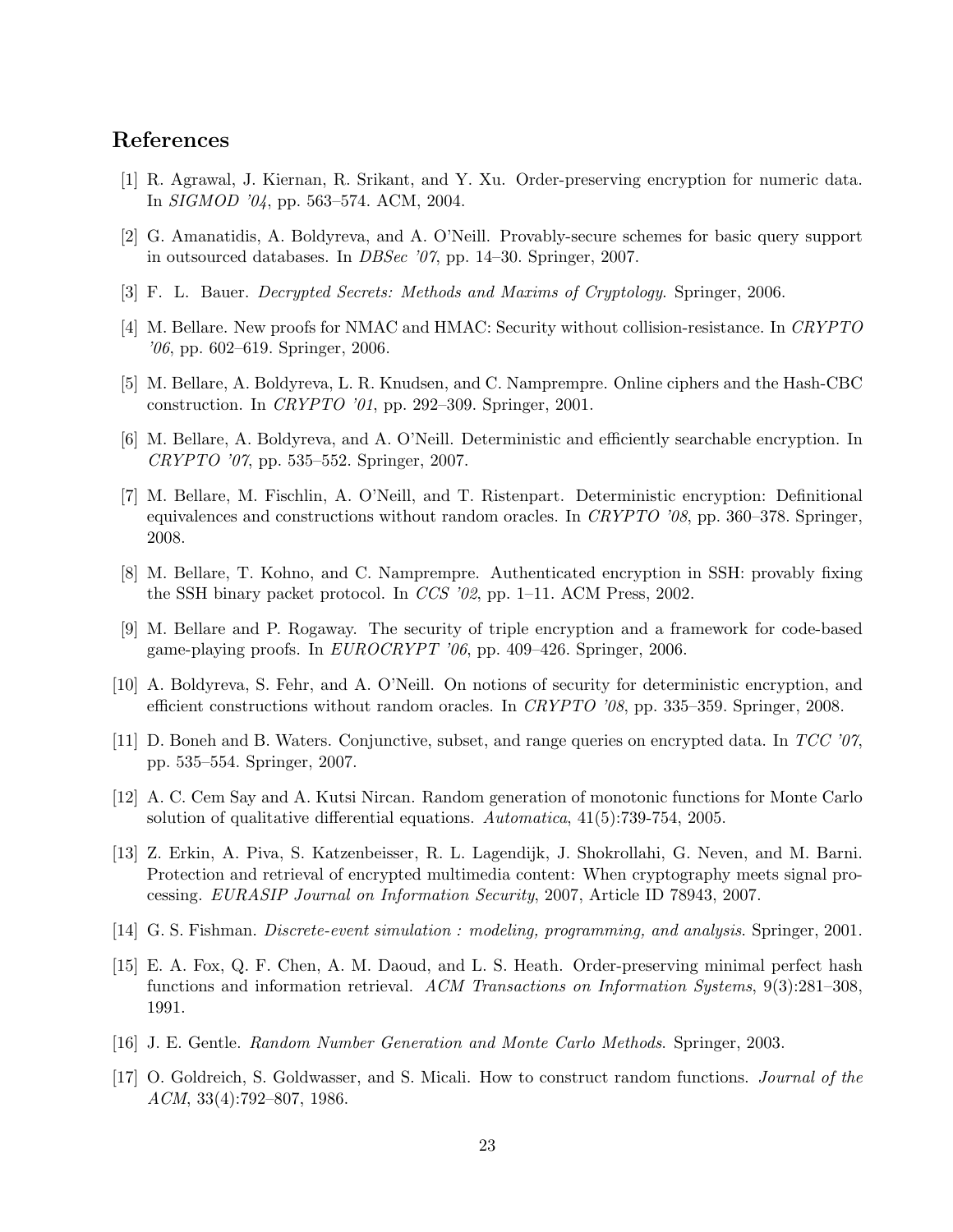## References

[1] R. Agrawal, J. Kiernan, R. Srikant, and Y. Xu. Order-preserving encryption for numeric data. In *SIGMOD '04*, pp. 563–574. ACM, 2004.

[2] G. Amanatidis, A. Boldyreva, and A. O'Neill. Provably-secure schemes for basic query support in outsourced databases. In *DBSec '07*, pp. 14–30. Springer, 2007.

[3] F. L. Bauer. *Decrypted Secrets: Methods and Maxims of Cryptology*. Springer, 2006.

[4] M. Bellare. New proofs for NMAC and HMAC: Security without collision-resistance. In *CRYPTO '06*, pp. 602–619. Springer, 2006.

[5] M. Bellare, A. Boldyreva, L. R. Knudsen, and C. Namprempre. Online ciphers and the Hash-CBC construction. In *CRYPTO '01*, pp. 292–309. Springer, 2001.

[6] M. Bellare, A. Boldyreva, and A. O'Neill. Deterministic and efficiently searchable encryption. In *CRYPTO '07*, pp. 535–552. Springer, 2007.

[7] M. Bellare, M. Fischlin, A. O'Neill, and T. Ristenpart. Deterministic encryption: Definitional equivalences and constructions without random oracles. In *CRYPTO '08*, pp. 360–378. Springer, 2008.

[8] M. Bellare, T. Kohno, and C. Namprempre. Authenticated encryption in SSH: provably fixing the SSH binary packet protocol. In *CCS '02*, pp. 1–11. ACM Press, 2002.

[9] M. Bellare and P. Rogaway. The security of triple encryption and a framework for code-based game-playing proofs. In *EUROCRYPT '06*, pp. 409–426. Springer, 2006.

[10] A. Boldyreva, S. Fehr, and A. O'Neill. On notions of security for deterministic encryption, and efficient constructions without random oracles. In *CRYPTO '08*, pp. 335–359. Springer, 2008.

[11] D. Boneh and B. Waters. Conjunctive, subset, and range queries on encrypted data. In *TCC '07*, pp. 535–554. Springer, 2007.

[12] A. C. Cem Say and A. Kutsi Nircan. Random generation of monotonic functions for Monte Carlo solution of qualitative differential equations. *Automatica*, 41(5):739-754, 2005.

[13] Z. Erkin, A. Piva, S. Katzenbeisser, R. L. Lagendijk, J. Shokrollahi, G. Neven, and M. Barni. Protection and retrieval of encrypted multimedia content: When cryptography meets signal processing. *EURASIP Journal on Information Security*, 2007, Article ID 78943, 2007.

[14] G. S. Fishman. *Discrete-event simulation : modeling, programming, and analysis*. Springer, 2001.

[15] E. A. Fox, Q. F. Chen, A. M. Daoud, and L. S. Heath. Order-preserving minimal perfect hash functions and information retrieval. *ACM Transactions on Information Systems*, 9(3):281–308, 1991.

[16] J. E. Gentle. *Random Number Generation and Monte Carlo Methods*. Springer, 2003.

[17] O. Goldreich, S. Goldwasser, and S. Micali. How to construct random functions. *Journal of the ACM*, 33(4):792–807, 1986.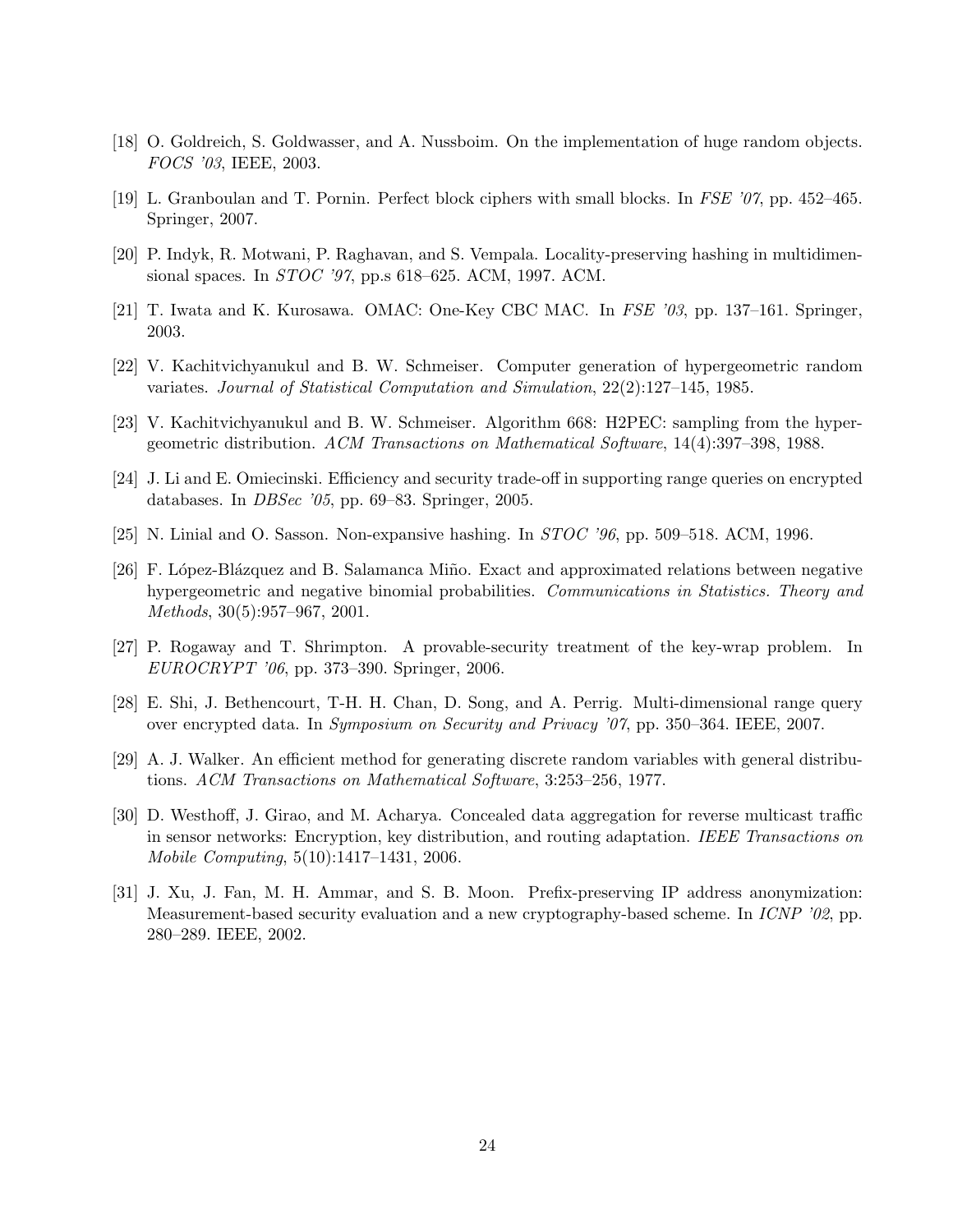[18] O. Goldreich, S. Goldwasser, and A. Nussboim. On the implementation of huge random objects. *FOCS '03*, IEEE, 2003.

[19] L. Granboulan and T. Pornin. Perfect block ciphers with small blocks. In *FSE '07*, pp. 452–465. Springer, 2007.

[20] P. Indyk, R. Motwani, P. Raghavan, and S. Vempala. Locality-preserving hashing in multidimensional spaces. In *STOC '97*, pp.s 618–625. ACM, 1997. ACM.

[21] T. Iwata and K. Kurosawa. OMAC: One-Key CBC MAC. In *FSE '03*, pp. 137–161. Springer, 2003.

[22] V. Kachitvichyanukul and B. W. Schmeiser. Computer generation of hypergeometric random variates. *Journal of Statistical Computation and Simulation*, 22(2):127–145, 1985.

[23] V. Kachitvichyanukul and B. W. Schmeiser. Algorithm 668: H2PEC: sampling from the hypergeometric distribution. *ACM Transactions on Mathematical Software*, 14(4):397–398, 1988.

[24] J. Li and E. Omiecinski. Efficiency and security trade-off in supporting range queries on encrypted databases. In *DBSec '05*, pp. 69–83. Springer, 2005.

[25] N. Linial and O. Sasson. Non-expansive hashing. In *STOC '96*, pp. 509–518. ACM, 1996.

[26] F. López-Blázquez and B. Salamanca Miño. Exact and approximated relations between negative hypergeometric and negative binomial probabilities. *Communications in Statistics. Theory and Methods*, 30(5):957–967, 2001.

[27] P. Rogaway and T. Shrimpton. A provable-security treatment of the key-wrap problem. In *EUROCRYPT '06*, pp. 373–390. Springer, 2006.

[28] E. Shi, J. Bethencourt, T-H. H. Chan, D. Song, and A. Perrig. Multi-dimensional range query over encrypted data. In *Symposium on Security and Privacy '07*, pp. 350–364. IEEE, 2007.

[29] A. J. Walker. An efficient method for generating discrete random variables with general distributions. *ACM Transactions on Mathematical Software*, 3:253–256, 1977.

[30] D. Westhoff, J. Girao, and M. Acharya. Concealed data aggregation for reverse multicast traffic in sensor networks: Encryption, key distribution, and routing adaptation. *IEEE Transactions on Mobile Computing*, 5(10):1417–1431, 2006.

[31] J. Xu, J. Fan, M. H. Ammar, and S. B. Moon. Prefix-preserving IP address anonymization: Measurement-based security evaluation and a new cryptography-based scheme. In *ICNP '02*, pp. 280–289. IEEE, 2002.